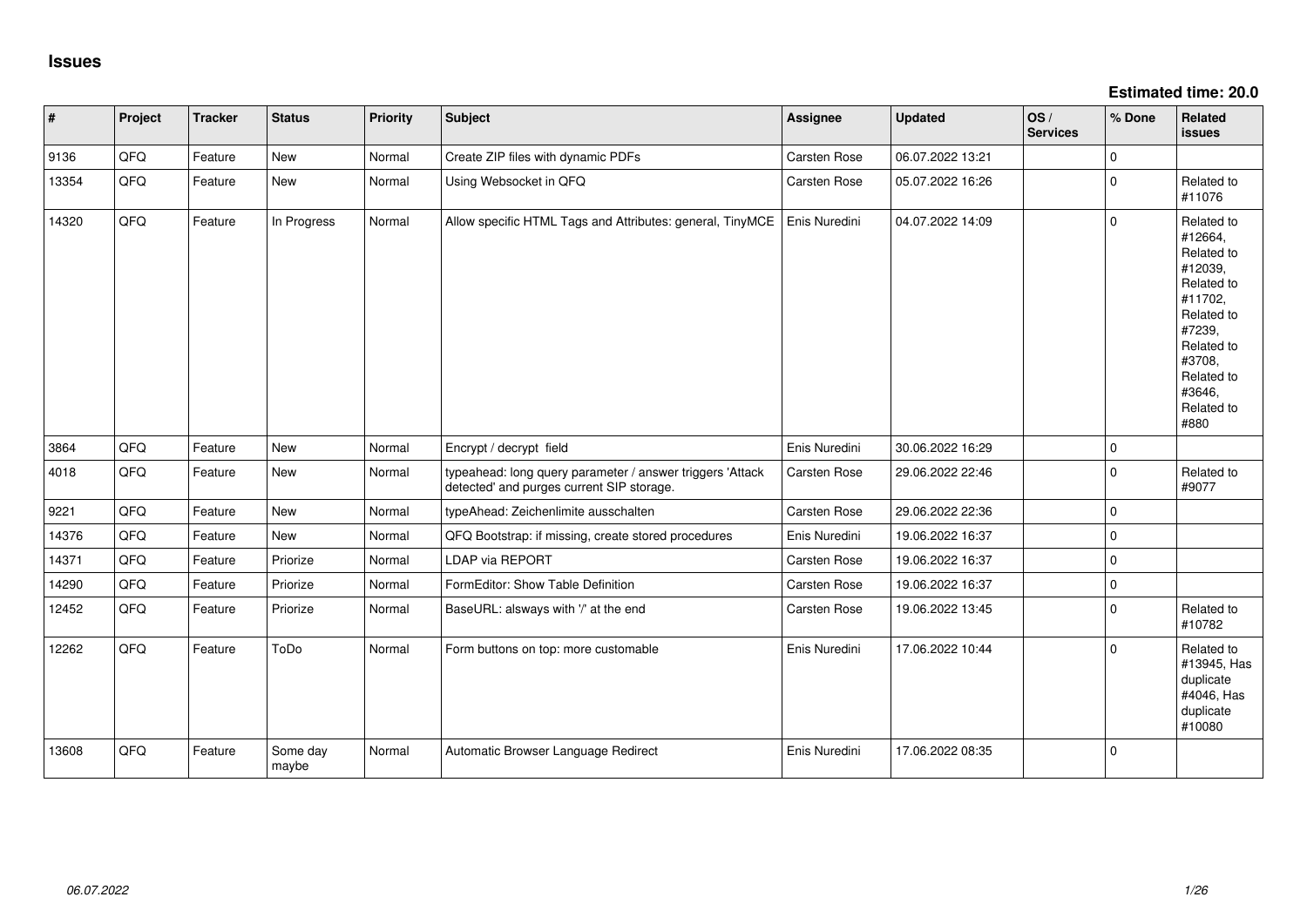# Issues

**Estimated time: 20.0**

| # | Project | Tracker | Status | Priority | Subject | Assignee | Updated | OS / Services | % Done | Related issues |
|---|---|---|---|---|---|---|---|---|---|---|
| 9136 | QFQ | Feature | New | Normal | Create ZIP files with dynamic PDFs | Carsten Rose | 06.07.2022 13:21 | | 0 | |
| 13354 | QFQ | Feature | New | Normal | Using Websocket in QFQ | Carsten Rose | 05.07.2022 16:26 | | 0 | Related to #11076 |
| 14320 | QFQ | Feature | In Progress | Normal | Allow specific HTML Tags and Attributes: general, TinyMCE | Enis Nuredini | 04.07.2022 14:09 | | 0 | Related to #12664, Related to #12039, Related to #11702, Related to #7239, Related to #3708, Related to #3646, Related to #880 |
| 3864 | QFQ | Feature | New | Normal | Encrypt / decrypt field | Enis Nuredini | 30.06.2022 16:29 | | 0 | |
| 4018 | QFQ | Feature | New | Normal | typeahead: long query parameter / answer triggers 'Attack detected' and purges current SIP storage. | Carsten Rose | 29.06.2022 22:46 | | 0 | Related to #9077 |
| 9221 | QFQ | Feature | New | Normal | typeAhead: Zeichenlimite ausschalten | Carsten Rose | 29.06.2022 22:36 | | 0 | |
| 14376 | QFQ | Feature | New | Normal | QFQ Bootstrap: if missing, create stored procedures | Enis Nuredini | 19.06.2022 16:37 | | 0 | |
| 14371 | QFQ | Feature | Priorize | Normal | LDAP via REPORT | Carsten Rose | 19.06.2022 16:37 | | 0 | |
| 14290 | QFQ | Feature | Priorize | Normal | FormEditor: Show Table Definition | Carsten Rose | 19.06.2022 16:37 | | 0 | |
| 12452 | QFQ | Feature | Priorize | Normal | BaseURL: alsways with '/' at the end | Carsten Rose | 19.06.2022 13:45 | | 0 | Related to #10782 |
| 12262 | QFQ | Feature | ToDo | Normal | Form buttons on top: more customable | Enis Nuredini | 17.06.2022 10:44 | | 0 | Related to #13945, Has duplicate #4046, Has duplicate #10080 |
| 13608 | QFQ | Feature | Some day maybe | Normal | Automatic Browser Language Redirect | Enis Nuredini | 17.06.2022 08:35 | | 0 | |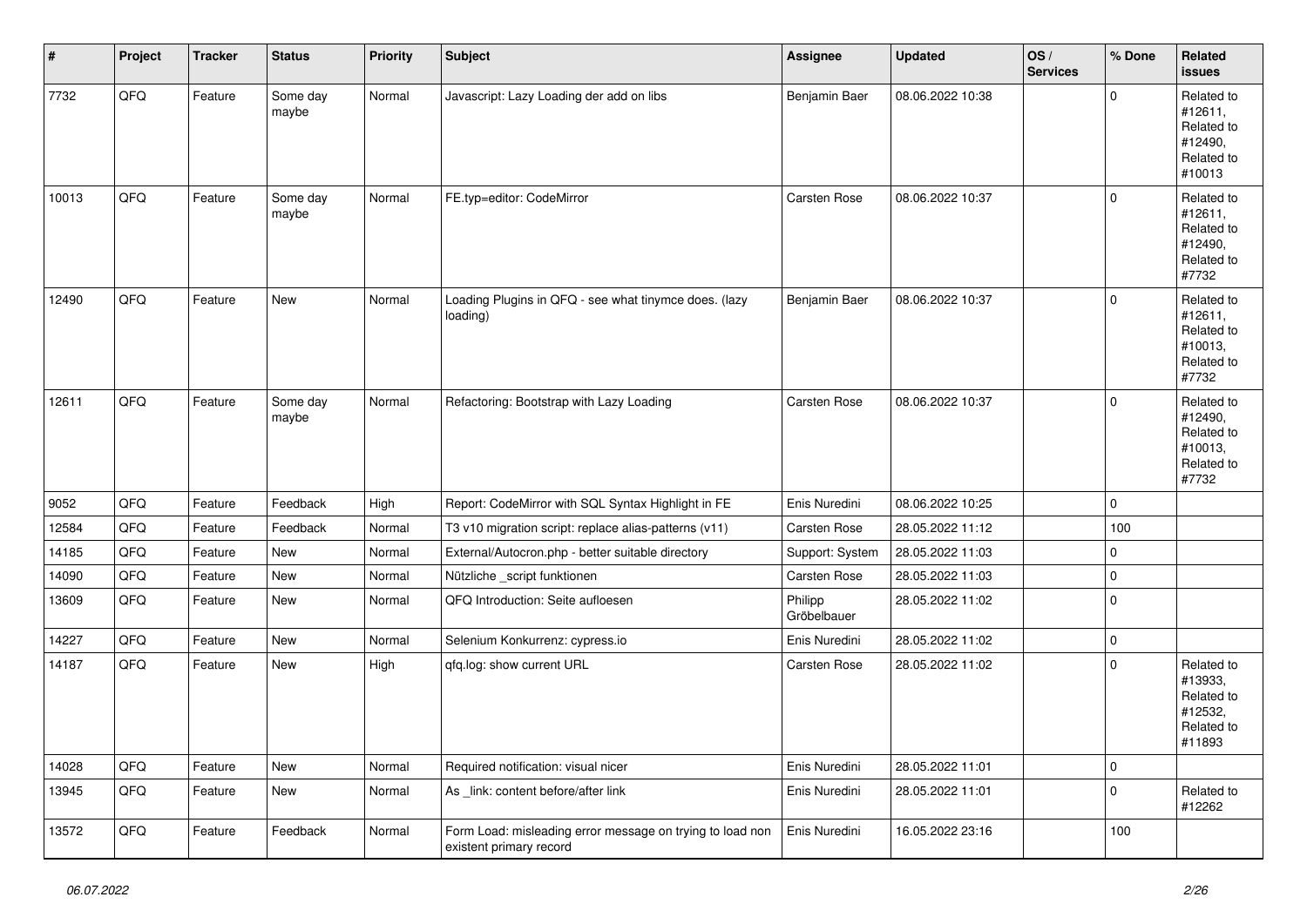| # | Project | Tracker | Status | Priority | Subject | Assignee | Updated | OS / Services | % Done | Related issues |
|---|---|---|---|---|---|---|---|---|---|---|
| 7732 | QFQ | Feature | Some day maybe | Normal | Javascript: Lazy Loading der add on libs | Benjamin Baer | 08.06.2022 10:38 | | 0 | Related to #12611, Related to #12490, Related to #10013 |
| 10013 | QFQ | Feature | Some day maybe | Normal | FE.typ=editor: CodeMirror | Carsten Rose | 08.06.2022 10:37 | | 0 | Related to #12611, Related to #12490, Related to #7732 |
| 12490 | QFQ | Feature | New | Normal | Loading Plugins in QFQ - see what tinymce does. (lazy loading) | Benjamin Baer | 08.06.2022 10:37 | | 0 | Related to #12611, Related to #10013, Related to #7732 |
| 12611 | QFQ | Feature | Some day maybe | Normal | Refactoring: Bootstrap with Lazy Loading | Carsten Rose | 08.06.2022 10:37 | | 0 | Related to #12490, Related to #10013, Related to #7732 |
| 9052 | QFQ | Feature | Feedback | High | Report: CodeMirror with SQL Syntax Highlight in FE | Enis Nuredini | 08.06.2022 10:25 | | 0 | |
| 12584 | QFQ | Feature | Feedback | Normal | T3 v10 migration script: replace alias-patterns (v11) | Carsten Rose | 28.05.2022 11:12 | | 100 | |
| 14185 | QFQ | Feature | New | Normal | External/Autocron.php - better suitable directory | Support: System | 28.05.2022 11:03 | | 0 | |
| 14090 | QFQ | Feature | New | Normal | Nützliche _script funktionen | Carsten Rose | 28.05.2022 11:03 | | 0 | |
| 13609 | QFQ | Feature | New | Normal | QFQ Introduction: Seite aufloesen | Philipp Gröbelbauer | 28.05.2022 11:02 | | 0 | |
| 14227 | QFQ | Feature | New | Normal | Selenium Konkurrenz: cypress.io | Enis Nuredini | 28.05.2022 11:02 | | 0 | |
| 14187 | QFQ | Feature | New | High | qfq.log: show current URL | Carsten Rose | 28.05.2022 11:02 | | 0 | Related to #13933, Related to #12532, Related to #11893 |
| 14028 | QFQ | Feature | New | Normal | Required notification: visual nicer | Enis Nuredini | 28.05.2022 11:01 | | 0 | |
| 13945 | QFQ | Feature | New | Normal | As _link: content before/after link | Enis Nuredini | 28.05.2022 11:01 | | 0 | Related to #12262 |
| 13572 | QFQ | Feature | Feedback | Normal | Form Load: misleading error message on trying to load non existent primary record | Enis Nuredini | 16.05.2022 23:16 | | 100 | |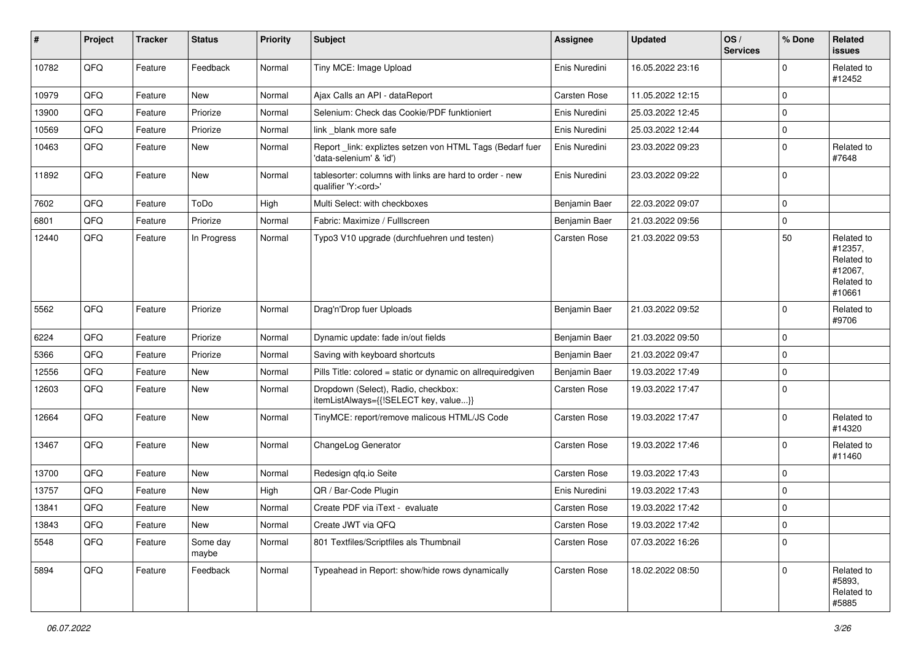| # | Project | Tracker | Status | Priority | Subject | Assignee | Updated | OS / Services | % Done | Related issues |
|---|---|---|---|---|---|---|---|---|---|---|
| 10782 | QFQ | Feature | Feedback | Normal | Tiny MCE: Image Upload | Enis Nuredini | 16.05.2022 23:16 | | 0 | Related to #12452 |
| 10979 | QFQ | Feature | New | Normal | Ajax Calls an API - dataReport | Carsten Rose | 11.05.2022 12:15 | | 0 | |
| 13900 | QFQ | Feature | Priorize | Normal | Selenium: Check das Cookie/PDF funktioniert | Enis Nuredini | 25.03.2022 12:45 | | 0 | |
| 10569 | QFQ | Feature | Priorize | Normal | link _blank more safe | Enis Nuredini | 25.03.2022 12:44 | | 0 | |
| 10463 | QFQ | Feature | New | Normal | Report _link: expliztes setzen von HTML Tags (Bedarf fuer 'data-selenium' & 'id') | Enis Nuredini | 23.03.2022 09:23 | | 0 | Related to #7648 |
| 11892 | QFQ | Feature | New | Normal | tablesorter: columns with links are hard to order - new qualifier 'Y:<ord>' | Enis Nuredini | 23.03.2022 09:22 | | 0 | |
| 7602 | QFQ | Feature | ToDo | High | Multi Select: with checkboxes | Benjamin Baer | 22.03.2022 09:07 | | 0 | |
| 6801 | QFQ | Feature | Priorize | Normal | Fabric: Maximize / Fulllscreen | Benjamin Baer | 21.03.2022 09:56 | | 0 | |
| 12440 | QFQ | Feature | In Progress | Normal | Typo3 V10 upgrade (durchfuehren und testen) | Carsten Rose | 21.03.2022 09:53 | | 50 | Related to #12357, Related to #12067, Related to #10661 |
| 5562 | QFQ | Feature | Priorize | Normal | Drag'n'Drop fuer Uploads | Benjamin Baer | 21.03.2022 09:52 | | 0 | Related to #9706 |
| 6224 | QFQ | Feature | Priorize | Normal | Dynamic update: fade in/out fields | Benjamin Baer | 21.03.2022 09:50 | | 0 | |
| 5366 | QFQ | Feature | Priorize | Normal | Saving with keyboard shortcuts | Benjamin Baer | 21.03.2022 09:47 | | 0 | |
| 12556 | QFQ | Feature | New | Normal | Pills Title: colored = static or dynamic on allrequiredgiven | Benjamin Baer | 19.03.2022 17:49 | | 0 | |
| 12603 | QFQ | Feature | New | Normal | Dropdown (Select), Radio, checkbox: itemListAlways={{!SELECT key, value...}} | Carsten Rose | 19.03.2022 17:47 | | 0 | |
| 12664 | QFQ | Feature | New | Normal | TinyMCE: report/remove malicous HTML/JS Code | Carsten Rose | 19.03.2022 17:47 | | 0 | Related to #14320 |
| 13467 | QFQ | Feature | New | Normal | ChangeLog Generator | Carsten Rose | 19.03.2022 17:46 | | 0 | Related to #11460 |
| 13700 | QFQ | Feature | New | Normal | Redesign qfq.io Seite | Carsten Rose | 19.03.2022 17:43 | | 0 | |
| 13757 | QFQ | Feature | New | High | QR / Bar-Code Plugin | Enis Nuredini | 19.03.2022 17:43 | | 0 | |
| 13841 | QFQ | Feature | New | Normal | Create PDF via iText - evaluate | Carsten Rose | 19.03.2022 17:42 | | 0 | |
| 13843 | QFQ | Feature | New | Normal | Create JWT via QFQ | Carsten Rose | 19.03.2022 17:42 | | 0 | |
| 5548 | QFQ | Feature | Some day maybe | Normal | 801 Textfiles/Scriptfiles als Thumbnail | Carsten Rose | 07.03.2022 16:26 | | 0 | |
| 5894 | QFQ | Feature | Feedback | Normal | Typeahead in Report: show/hide rows dynamically | Carsten Rose | 18.02.2022 08:50 | | 0 | Related to #5893, Related to #5885 |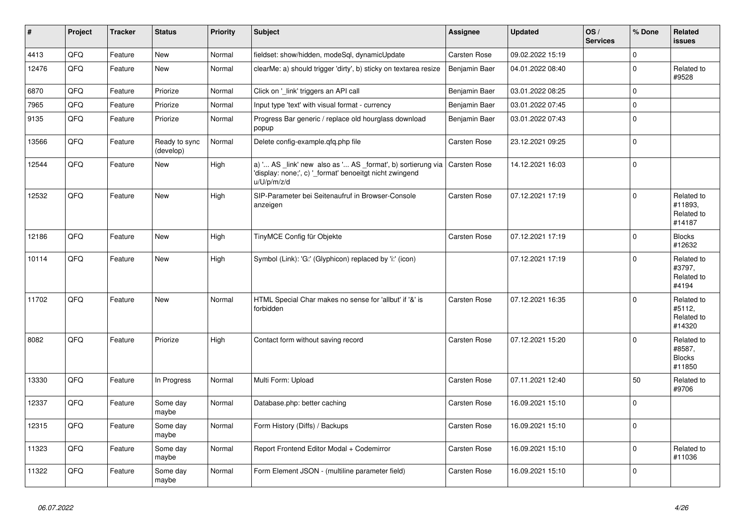| # | Project | Tracker | Status | Priority | Subject | Assignee | Updated | OS / Services | % Done | Related issues |
|---|---|---|---|---|---|---|---|---|---|---|
| 4413 | QFQ | Feature | New | Normal | fieldset: show/hidden, modeSql, dynamicUpdate | Carsten Rose | 09.02.2022 15:19 | | 0 | |
| 12476 | QFQ | Feature | New | Normal | clearMe: a) should trigger 'dirty', b) sticky on textarea resize | Benjamin Baer | 04.01.2022 08:40 | | 0 | Related to #9528 |
| 6870 | QFQ | Feature | Priorize | Normal | Click on '_link' triggers an API call | Benjamin Baer | 03.01.2022 08:25 | | 0 | |
| 7965 | QFQ | Feature | Priorize | Normal | Input type 'text' with visual format - currency | Benjamin Baer | 03.01.2022 07:45 | | 0 | |
| 9135 | QFQ | Feature | Priorize | Normal | Progress Bar generic / replace old hourglass download popup | Benjamin Baer | 03.01.2022 07:43 | | 0 | |
| 13566 | QFQ | Feature | Ready to sync (develop) | Normal | Delete config-example.qfq.php file | Carsten Rose | 23.12.2021 09:25 | | 0 | |
| 12544 | QFQ | Feature | New | High | a) '... AS _link' new also as '... AS _format', b) sortierung via 'display: none;', c) '_format' benoeitgt nicht zwingend u/U/p/m/z/d | Carsten Rose | 14.12.2021 16:03 | | 0 | |
| 12532 | QFQ | Feature | New | High | SIP-Parameter bei Seitenaufruf in Browser-Console anzeigen | Carsten Rose | 07.12.2021 17:19 | | 0 | Related to #11893, Related to #14187 |
| 12186 | QFQ | Feature | New | High | TinyMCE Config für Objekte | Carsten Rose | 07.12.2021 17:19 | | 0 | Blocks #12632 |
| 10114 | QFQ | Feature | New | High | Symbol (Link): 'G:' (Glyphicon) replaced by 'i:' (icon) | | 07.12.2021 17:19 | | 0 | Related to #3797, Related to #4194 |
| 11702 | QFQ | Feature | New | Normal | HTML Special Char makes no sense for 'allbut' if '&' is forbidden | Carsten Rose | 07.12.2021 16:35 | | 0 | Related to #5112, Related to #14320 |
| 8082 | QFQ | Feature | Priorize | High | Contact form without saving record | Carsten Rose | 07.12.2021 15:20 | | 0 | Related to #8587, Blocks #11850 |
| 13330 | QFQ | Feature | In Progress | Normal | Multi Form: Upload | Carsten Rose | 07.11.2021 12:40 | | 50 | Related to #9706 |
| 12337 | QFQ | Feature | Some day maybe | Normal | Database.php: better caching | Carsten Rose | 16.09.2021 15:10 | | 0 | |
| 12315 | QFQ | Feature | Some day maybe | Normal | Form History (Diffs) / Backups | Carsten Rose | 16.09.2021 15:10 | | 0 | |
| 11323 | QFQ | Feature | Some day maybe | Normal | Report Frontend Editor Modal + Codemirror | Carsten Rose | 16.09.2021 15:10 | | 0 | Related to #11036 |
| 11322 | QFQ | Feature | Some day maybe | Normal | Form Element JSON - (multiline parameter field) | Carsten Rose | 16.09.2021 15:10 | | 0 | |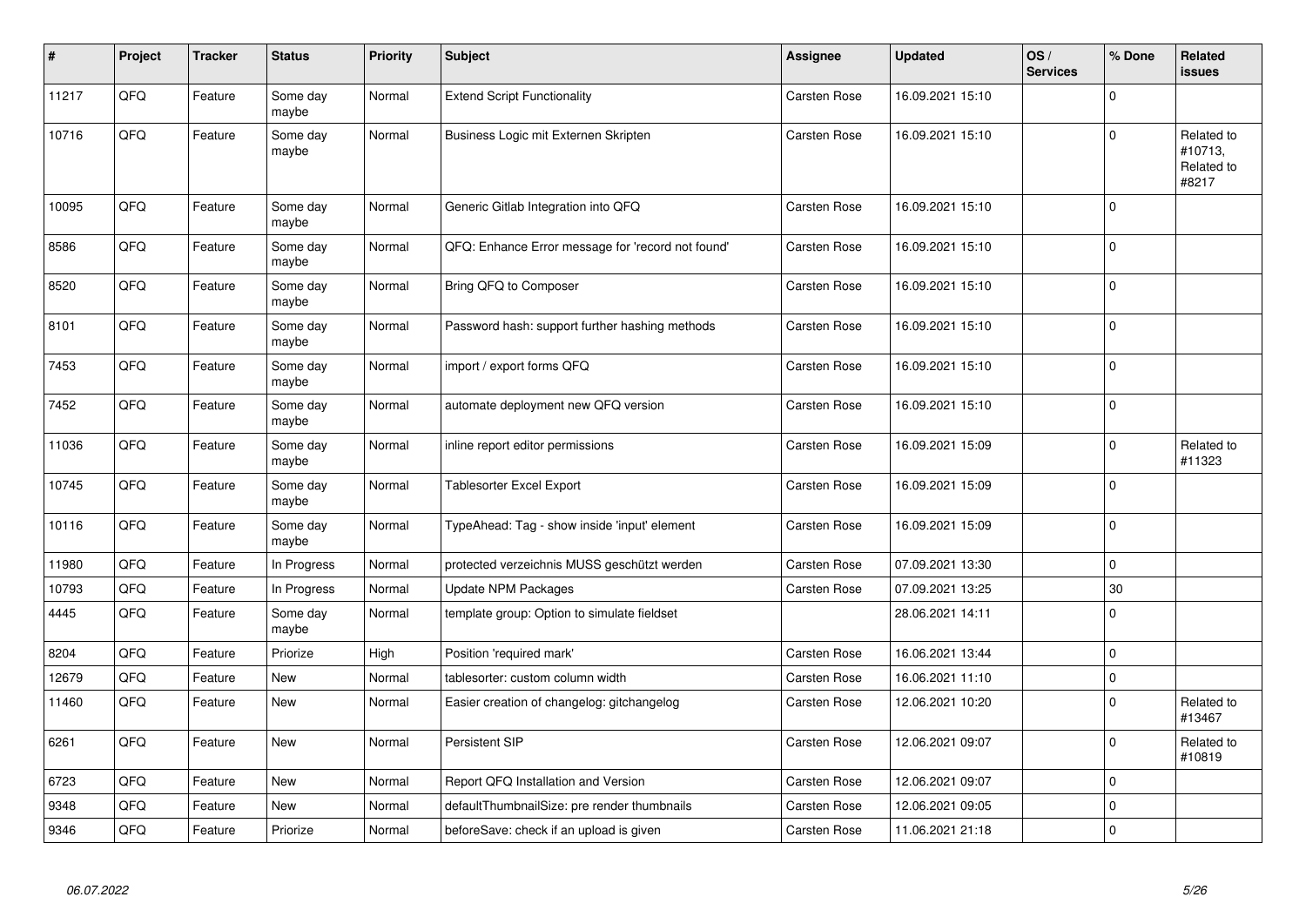| # | Project | Tracker | Status | Priority | Subject | Assignee | Updated | OS / Services | % Done | Related issues |
|---|---|---|---|---|---|---|---|---|---|---|
| 11217 | QFQ | Feature | Some day maybe | Normal | Extend Script Functionality | Carsten Rose | 16.09.2021 15:10 | | 0 | |
| 10716 | QFQ | Feature | Some day maybe | Normal | Business Logic mit Externen Skripten | Carsten Rose | 16.09.2021 15:10 | | 0 | Related to #10713, Related to #8217 |
| 10095 | QFQ | Feature | Some day maybe | Normal | Generic Gitlab Integration into QFQ | Carsten Rose | 16.09.2021 15:10 | | 0 | |
| 8586 | QFQ | Feature | Some day maybe | Normal | QFQ: Enhance Error message for 'record not found' | Carsten Rose | 16.09.2021 15:10 | | 0 | |
| 8520 | QFQ | Feature | Some day maybe | Normal | Bring QFQ to Composer | Carsten Rose | 16.09.2021 15:10 | | 0 | |
| 8101 | QFQ | Feature | Some day maybe | Normal | Password hash: support further hashing methods | Carsten Rose | 16.09.2021 15:10 | | 0 | |
| 7453 | QFQ | Feature | Some day maybe | Normal | import / export forms QFQ | Carsten Rose | 16.09.2021 15:10 | | 0 | |
| 7452 | QFQ | Feature | Some day maybe | Normal | automate deployment new QFQ version | Carsten Rose | 16.09.2021 15:10 | | 0 | |
| 11036 | QFQ | Feature | Some day maybe | Normal | inline report editor permissions | Carsten Rose | 16.09.2021 15:09 | | 0 | Related to #11323 |
| 10745 | QFQ | Feature | Some day maybe | Normal | Tablesorter Excel Export | Carsten Rose | 16.09.2021 15:09 | | 0 | |
| 10116 | QFQ | Feature | Some day maybe | Normal | TypeAhead: Tag - show inside 'input' element | Carsten Rose | 16.09.2021 15:09 | | 0 | |
| 11980 | QFQ | Feature | In Progress | Normal | protected verzeichnis MUSS geschützt werden | Carsten Rose | 07.09.2021 13:30 | | 0 | |
| 10793 | QFQ | Feature | In Progress | Normal | Update NPM Packages | Carsten Rose | 07.09.2021 13:25 | | 30 | |
| 4445 | QFQ | Feature | Some day maybe | Normal | template group: Option to simulate fieldset | | 28.06.2021 14:11 | | 0 | |
| 8204 | QFQ | Feature | Priorize | High | Position 'required mark' | Carsten Rose | 16.06.2021 13:44 | | 0 | |
| 12679 | QFQ | Feature | New | Normal | tablesorter: custom column width | Carsten Rose | 16.06.2021 11:10 | | 0 | |
| 11460 | QFQ | Feature | New | Normal | Easier creation of changelog: gitchangelog | Carsten Rose | 12.06.2021 10:20 | | 0 | Related to #13467 |
| 6261 | QFQ | Feature | New | Normal | Persistent SIP | Carsten Rose | 12.06.2021 09:07 | | 0 | Related to #10819 |
| 6723 | QFQ | Feature | New | Normal | Report QFQ Installation and Version | Carsten Rose | 12.06.2021 09:07 | | 0 | |
| 9348 | QFQ | Feature | New | Normal | defaultThumbnailSize: pre render thumbnails | Carsten Rose | 12.06.2021 09:05 | | 0 | |
| 9346 | QFQ | Feature | Priorize | Normal | beforeSave: check if an upload is given | Carsten Rose | 11.06.2021 21:18 | | 0 | |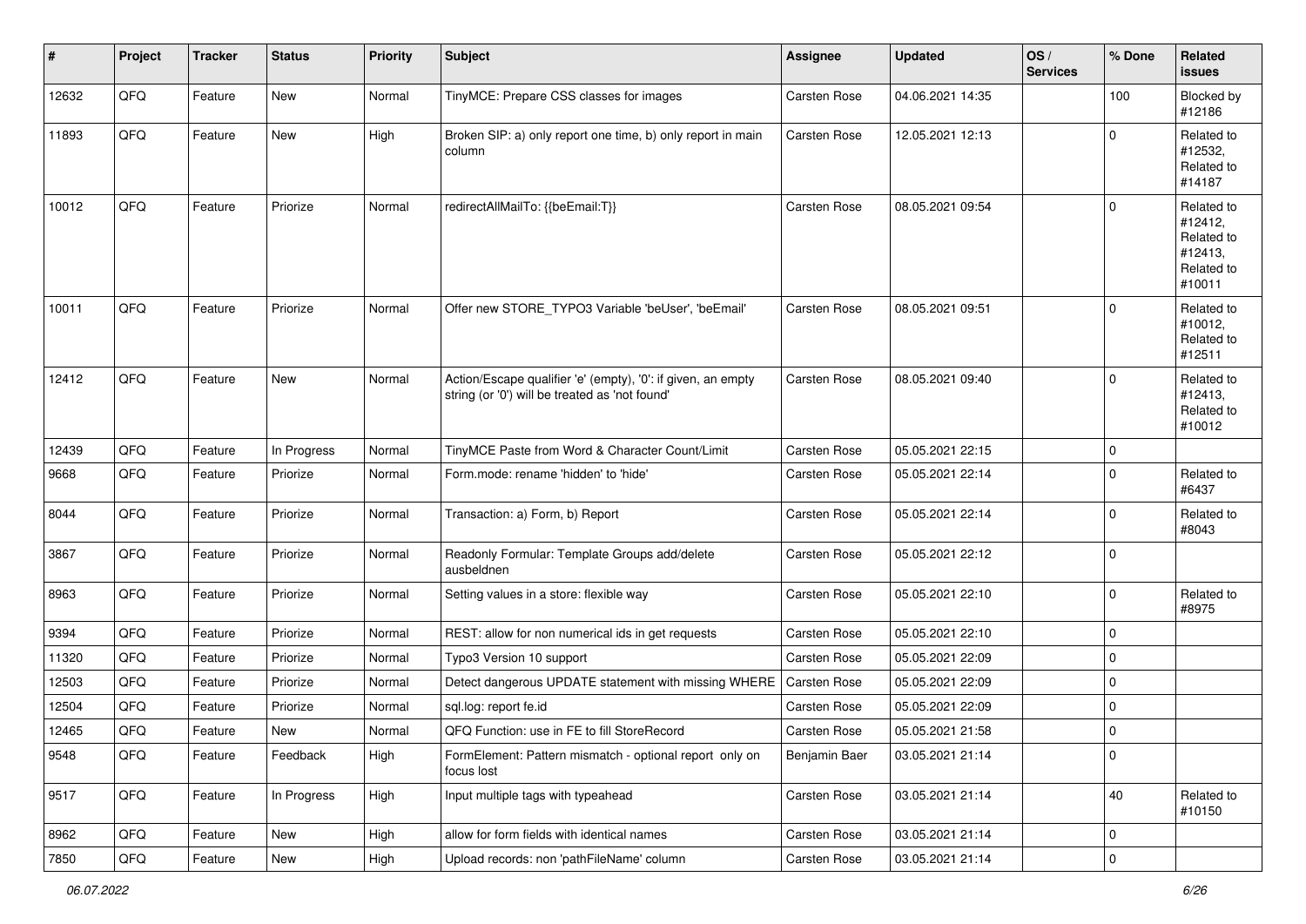| # | Project | Tracker | Status | Priority | Subject | Assignee | Updated | OS / Services | % Done | Related issues |
|---|---|---|---|---|---|---|---|---|---|---|
| 12632 | QFQ | Feature | New | Normal | TinyMCE: Prepare CSS classes for images | Carsten Rose | 04.06.2021 14:35 | | 100 | Blocked by #12186 |
| 11893 | QFQ | Feature | New | High | Broken SIP: a) only report one time, b) only report in main column | Carsten Rose | 12.05.2021 12:13 | | 0 | Related to #12532, Related to #14187 |
| 10012 | QFQ | Feature | Priorize | Normal | redirectAllMailTo: {{beEmail:T}} | Carsten Rose | 08.05.2021 09:54 | | 0 | Related to #12412, Related to #12413, Related to #10011 |
| 10011 | QFQ | Feature | Priorize | Normal | Offer new STORE_TYPO3 Variable 'beUser', 'beEmail' | Carsten Rose | 08.05.2021 09:51 | | 0 | Related to #10012, Related to #12511 |
| 12412 | QFQ | Feature | New | Normal | Action/Escape qualifier 'e' (empty), '0': if given, an empty string (or '0') will be treated as 'not found' | Carsten Rose | 08.05.2021 09:40 | | 0 | Related to #12413, Related to #10012 |
| 12439 | QFQ | Feature | In Progress | Normal | TinyMCE Paste from Word & Character Count/Limit | Carsten Rose | 05.05.2021 22:15 | | 0 | |
| 9668 | QFQ | Feature | Priorize | Normal | Form.mode: rename 'hidden' to 'hide' | Carsten Rose | 05.05.2021 22:14 | | 0 | Related to #6437 |
| 8044 | QFQ | Feature | Priorize | Normal | Transaction: a) Form, b) Report | Carsten Rose | 05.05.2021 22:14 | | 0 | Related to #8043 |
| 3867 | QFQ | Feature | Priorize | Normal | Readonly Formular: Template Groups add/delete ausbeldnen | Carsten Rose | 05.05.2021 22:12 | | 0 | |
| 8963 | QFQ | Feature | Priorize | Normal | Setting values in a store: flexible way | Carsten Rose | 05.05.2021 22:10 | | 0 | Related to #8975 |
| 9394 | QFQ | Feature | Priorize | Normal | REST: allow for non numerical ids in get requests | Carsten Rose | 05.05.2021 22:10 | | 0 | |
| 11320 | QFQ | Feature | Priorize | Normal | Typo3 Version 10 support | Carsten Rose | 05.05.2021 22:09 | | 0 | |
| 12503 | QFQ | Feature | Priorize | Normal | Detect dangerous UPDATE statement with missing WHERE | Carsten Rose | 05.05.2021 22:09 | | 0 | |
| 12504 | QFQ | Feature | Priorize | Normal | sql.log: report fe.id | Carsten Rose | 05.05.2021 22:09 | | 0 | |
| 12465 | QFQ | Feature | New | Normal | QFQ Function: use in FE to fill StoreRecord | Carsten Rose | 05.05.2021 21:58 | | 0 | |
| 9548 | QFQ | Feature | Feedback | High | FormElement: Pattern mismatch - optional report only on focus lost | Benjamin Baer | 03.05.2021 21:14 | | 0 | |
| 9517 | QFQ | Feature | In Progress | High | Input multiple tags with typeahead | Carsten Rose | 03.05.2021 21:14 | | 40 | Related to #10150 |
| 8962 | QFQ | Feature | New | High | allow for form fields with identical names | Carsten Rose | 03.05.2021 21:14 | | 0 | |
| 7850 | QFQ | Feature | New | High | Upload records: non 'pathFileName' column | Carsten Rose | 03.05.2021 21:14 | | 0 | |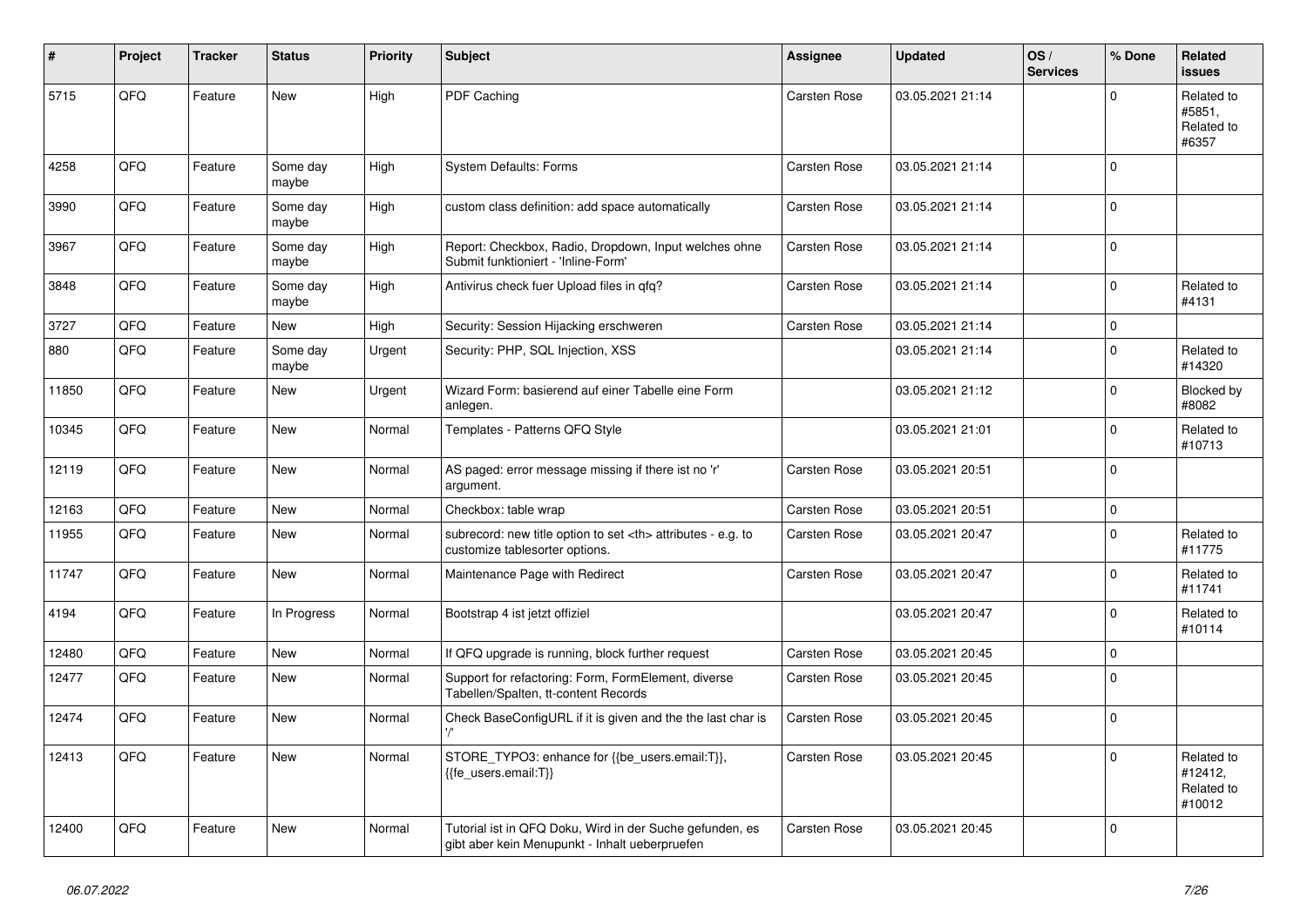| # | Project | Tracker | Status | Priority | Subject | Assignee | Updated | OS / Services | % Done | Related issues |
|---|---|---|---|---|---|---|---|---|---|---|
| 5715 | QFQ | Feature | New | High | PDF Caching | Carsten Rose | 03.05.2021 21:14 | | 0 | Related to #5851, Related to #6357 |
| 4258 | QFQ | Feature | Some day maybe | High | System Defaults: Forms | Carsten Rose | 03.05.2021 21:14 | | 0 | |
| 3990 | QFQ | Feature | Some day maybe | High | custom class definition: add space automatically | Carsten Rose | 03.05.2021 21:14 | | 0 | |
| 3967 | QFQ | Feature | Some day maybe | High | Report: Checkbox, Radio, Dropdown, Input welches ohne Submit funktioniert - 'Inline-Form' | Carsten Rose | 03.05.2021 21:14 | | 0 | |
| 3848 | QFQ | Feature | Some day maybe | High | Antivirus check fuer Upload files in qfq? | Carsten Rose | 03.05.2021 21:14 | | 0 | Related to #4131 |
| 3727 | QFQ | Feature | New | High | Security: Session Hijacking erschweren | Carsten Rose | 03.05.2021 21:14 | | 0 | |
| 880 | QFQ | Feature | Some day maybe | Urgent | Security: PHP, SQL Injection, XSS | | 03.05.2021 21:14 | | 0 | Related to #14320 |
| 11850 | QFQ | Feature | New | Urgent | Wizard Form: basierend auf einer Tabelle eine Form anlegen. | | 03.05.2021 21:12 | | 0 | Blocked by #8082 |
| 10345 | QFQ | Feature | New | Normal | Templates - Patterns QFQ Style | | 03.05.2021 21:01 | | 0 | Related to #10713 |
| 12119 | QFQ | Feature | New | Normal | AS paged: error message missing if there ist no 'r' argument. | Carsten Rose | 03.05.2021 20:51 | | 0 | |
| 12163 | QFQ | Feature | New | Normal | Checkbox: table wrap | Carsten Rose | 03.05.2021 20:51 | | 0 | |
| 11955 | QFQ | Feature | New | Normal | subrecord: new title option to set <th> attributes - e.g. to customize tablesorter options. | Carsten Rose | 03.05.2021 20:47 | | 0 | Related to #11775 |
| 11747 | QFQ | Feature | New | Normal | Maintenance Page with Redirect | Carsten Rose | 03.05.2021 20:47 | | 0 | Related to #11741 |
| 4194 | QFQ | Feature | In Progress | Normal | Bootstrap 4 ist jetzt offiziel | | 03.05.2021 20:47 | | 0 | Related to #10114 |
| 12480 | QFQ | Feature | New | Normal | If QFQ upgrade is running, block further request | Carsten Rose | 03.05.2021 20:45 | | 0 | |
| 12477 | QFQ | Feature | New | Normal | Support for refactoring: Form, FormElement, diverse Tabellen/Spalten, tt-content Records | Carsten Rose | 03.05.2021 20:45 | | 0 | |
| 12474 | QFQ | Feature | New | Normal | Check BaseConfigURL if it is given and the the last char is '/' | Carsten Rose | 03.05.2021 20:45 | | 0 | |
| 12413 | QFQ | Feature | New | Normal | STORE_TYPO3: enhance for {{be_users.email:T}}, {{fe_users.email:T}} | Carsten Rose | 03.05.2021 20:45 | | 0 | Related to #12412, Related to #10012 |
| 12400 | QFQ | Feature | New | Normal | Tutorial ist in QFQ Doku, Wird in der Suche gefunden, es gibt aber kein Menupunkt - Inhalt ueberpruefen | Carsten Rose | 03.05.2021 20:45 | | 0 | |

*06.07.2022*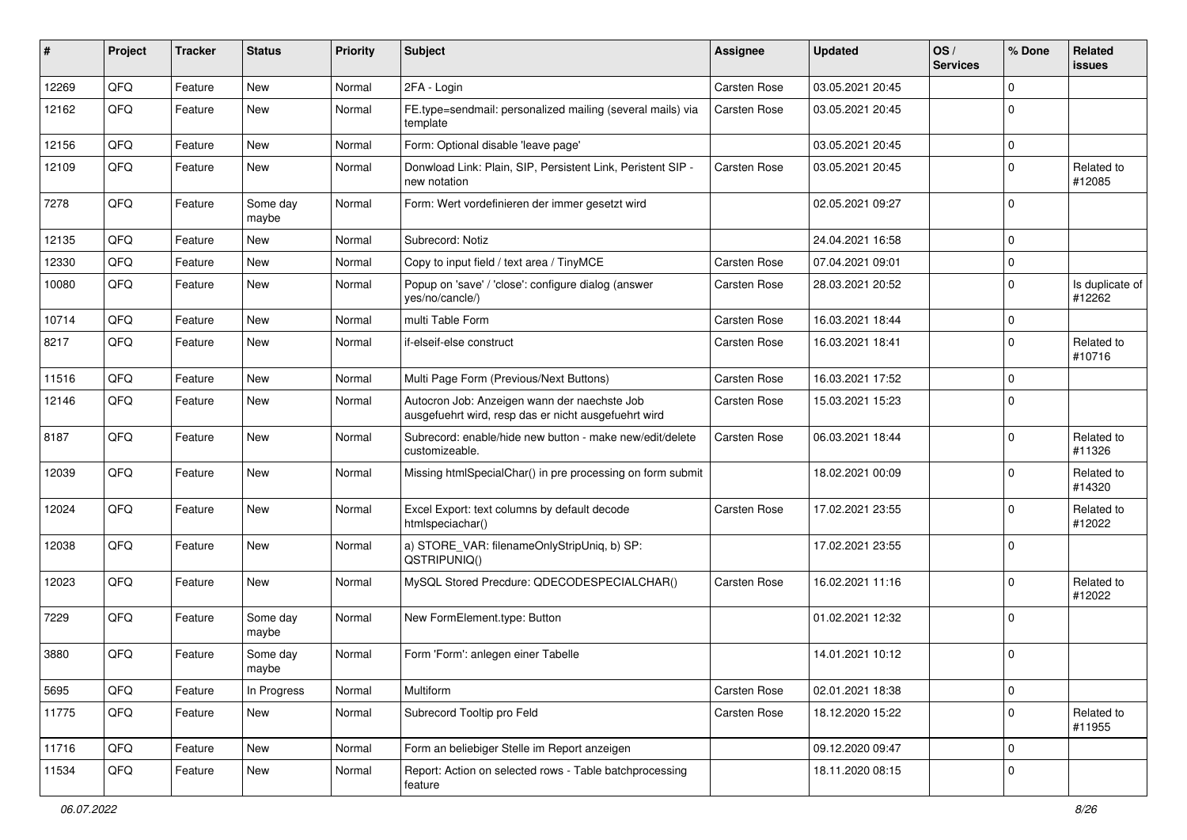| # | Project | Tracker | Status | Priority | Subject | Assignee | Updated | OS / Services | % Done | Related issues |
|---|---|---|---|---|---|---|---|---|---|---|
| 12269 | QFQ | Feature | New | Normal | 2FA - Login | Carsten Rose | 03.05.2021 20:45 | | 0 | |
| 12162 | QFQ | Feature | New | Normal | FE.type=sendmail: personalized mailing (several mails) via template | Carsten Rose | 03.05.2021 20:45 | | 0 | |
| 12156 | QFQ | Feature | New | Normal | Form: Optional disable 'leave page' | | 03.05.2021 20:45 | | 0 | |
| 12109 | QFQ | Feature | New | Normal | Donwload Link: Plain, SIP, Persistent Link, Peristent SIP - new notation | Carsten Rose | 03.05.2021 20:45 | | 0 | Related to #12085 |
| 7278 | QFQ | Feature | Some day maybe | Normal | Form: Wert vordefinieren der immer gesetzt wird | | 02.05.2021 09:27 | | 0 | |
| 12135 | QFQ | Feature | New | Normal | Subrecord: Notiz | | 24.04.2021 16:58 | | 0 | |
| 12330 | QFQ | Feature | New | Normal | Copy to input field / text area / TinyMCE | Carsten Rose | 07.04.2021 09:01 | | 0 | |
| 10080 | QFQ | Feature | New | Normal | Popup on 'save' / 'close': configure dialog (answer yes/no/cancle/) | Carsten Rose | 28.03.2021 20:52 | | 0 | Is duplicate of #12262 |
| 10714 | QFQ | Feature | New | Normal | multi Table Form | Carsten Rose | 16.03.2021 18:44 | | 0 | |
| 8217 | QFQ | Feature | New | Normal | if-elseif-else construct | Carsten Rose | 16.03.2021 18:41 | | 0 | Related to #10716 |
| 11516 | QFQ | Feature | New | Normal | Multi Page Form (Previous/Next Buttons) | Carsten Rose | 16.03.2021 17:52 | | 0 | |
| 12146 | QFQ | Feature | New | Normal | Autocron Job: Anzeigen wann der naechste Job ausgefuehrt wird, resp das er nicht ausgefuehrt wird | Carsten Rose | 15.03.2021 15:23 | | 0 | |
| 8187 | QFQ | Feature | New | Normal | Subrecord: enable/hide new button - make new/edit/delete customizeable. | Carsten Rose | 06.03.2021 18:44 | | 0 | Related to #11326 |
| 12039 | QFQ | Feature | New | Normal | Missing htmlSpecialChar() in pre processing on form submit | | 18.02.2021 00:09 | | 0 | Related to #14320 |
| 12024 | QFQ | Feature | New | Normal | Excel Export: text columns by default decode htmlspeciachar() | Carsten Rose | 17.02.2021 23:55 | | 0 | Related to #12022 |
| 12038 | QFQ | Feature | New | Normal | a) STORE_VAR: filenameOnlyStripUniq, b) SP: QSTRIPUNIQ() | | 17.02.2021 23:55 | | 0 | |
| 12023 | QFQ | Feature | New | Normal | MySQL Stored Precdure: QDECODESPECIALCHAR() | Carsten Rose | 16.02.2021 11:16 | | 0 | Related to #12022 |
| 7229 | QFQ | Feature | Some day maybe | Normal | New FormElement.type: Button | | 01.02.2021 12:32 | | 0 | |
| 3880 | QFQ | Feature | Some day maybe | Normal | Form 'Form': anlegen einer Tabelle | | 14.01.2021 10:12 | | 0 | |
| 5695 | QFQ | Feature | In Progress | Normal | Multiform | Carsten Rose | 02.01.2021 18:38 | | 0 | |
| 11775 | QFQ | Feature | New | Normal | Subrecord Tooltip pro Feld | Carsten Rose | 18.12.2020 15:22 | | 0 | Related to #11955 |
| 11716 | QFQ | Feature | New | Normal | Form an beliebiger Stelle im Report anzeigen | | 09.12.2020 09:47 | | 0 | |
| 11534 | QFQ | Feature | New | Normal | Report: Action on selected rows - Table batchprocessing feature | | 18.11.2020 08:15 | | 0 | |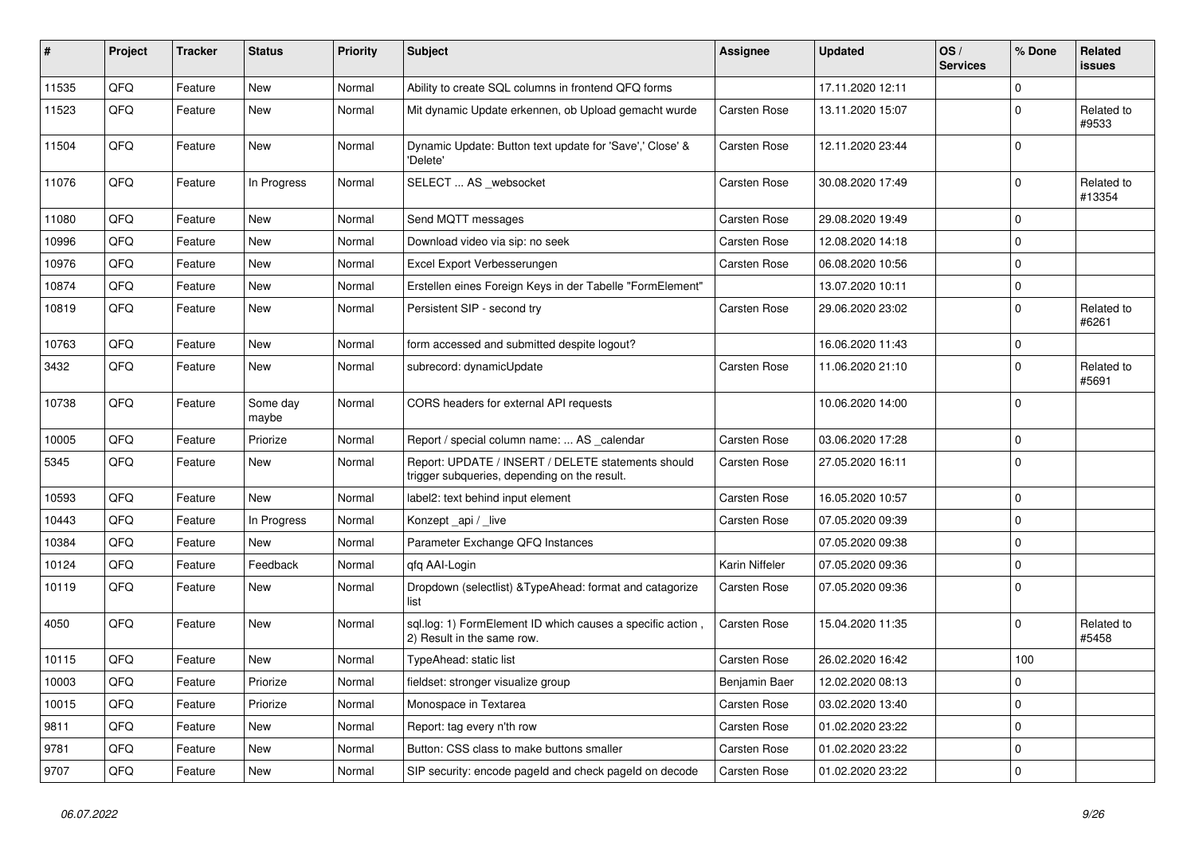| # | Project | Tracker | Status | Priority | Subject | Assignee | Updated | OS / Services | % Done | Related issues |
|---|---|---|---|---|---|---|---|---|---|---|
| 11535 | QFQ | Feature | New | Normal | Ability to create SQL columns in frontend QFQ forms | | 17.11.2020 12:11 | | 0 | |
| 11523 | QFQ | Feature | New | Normal | Mit dynamic Update erkennen, ob Upload gemacht wurde | Carsten Rose | 13.11.2020 15:07 | | 0 | Related to #9533 |
| 11504 | QFQ | Feature | New | Normal | Dynamic Update: Button text update for 'Save',' Close' & 'Delete' | Carsten Rose | 12.11.2020 23:44 | | 0 | |
| 11076 | QFQ | Feature | In Progress | Normal | SELECT ... AS _websocket | Carsten Rose | 30.08.2020 17:49 | | 0 | Related to #13354 |
| 11080 | QFQ | Feature | New | Normal | Send MQTT messages | Carsten Rose | 29.08.2020 19:49 | | 0 | |
| 10996 | QFQ | Feature | New | Normal | Download video via sip: no seek | Carsten Rose | 12.08.2020 14:18 | | 0 | |
| 10976 | QFQ | Feature | New | Normal | Excel Export Verbesserungen | Carsten Rose | 06.08.2020 10:56 | | 0 | |
| 10874 | QFQ | Feature | New | Normal | Erstellen eines Foreign Keys in der Tabelle "FormElement" | | 13.07.2020 10:11 | | 0 | |
| 10819 | QFQ | Feature | New | Normal | Persistent SIP - second try | Carsten Rose | 29.06.2020 23:02 | | 0 | Related to #6261 |
| 10763 | QFQ | Feature | New | Normal | form accessed and submitted despite logout? | | 16.06.2020 11:43 | | 0 | |
| 3432 | QFQ | Feature | New | Normal | subrecord: dynamicUpdate | Carsten Rose | 11.06.2020 21:10 | | 0 | Related to #5691 |
| 10738 | QFQ | Feature | Some day maybe | Normal | CORS headers for external API requests | | 10.06.2020 14:00 | | 0 | |
| 10005 | QFQ | Feature | Priorize | Normal | Report / special column name: ... AS _calendar | Carsten Rose | 03.06.2020 17:28 | | 0 | |
| 5345 | QFQ | Feature | New | Normal | Report: UPDATE / INSERT / DELETE statements should trigger subqueries, depending on the result. | Carsten Rose | 27.05.2020 16:11 | | 0 | |
| 10593 | QFQ | Feature | New | Normal | label2: text behind input element | Carsten Rose | 16.05.2020 10:57 | | 0 | |
| 10443 | QFQ | Feature | In Progress | Normal | Konzept _api / _live | Carsten Rose | 07.05.2020 09:39 | | 0 | |
| 10384 | QFQ | Feature | New | Normal | Parameter Exchange QFQ Instances | | 07.05.2020 09:38 | | 0 | |
| 10124 | QFQ | Feature | Feedback | Normal | qfq AAI-Login | Karin Niffeler | 07.05.2020 09:36 | | 0 | |
| 10119 | QFQ | Feature | New | Normal | Dropdown (selectlist) &TypeAhead: format and catagorize list | Carsten Rose | 07.05.2020 09:36 | | 0 | |
| 4050 | QFQ | Feature | New | Normal | sql.log: 1) FormElement ID which causes a specific action , 2) Result in the same row. | Carsten Rose | 15.04.2020 11:35 | | 0 | Related to #5458 |
| 10115 | QFQ | Feature | New | Normal | TypeAhead: static list | Carsten Rose | 26.02.2020 16:42 | | 100 | |
| 10003 | QFQ | Feature | Priorize | Normal | fieldset: stronger visualize group | Benjamin Baer | 12.02.2020 08:13 | | 0 | |
| 10015 | QFQ | Feature | Priorize | Normal | Monospace in Textarea | Carsten Rose | 03.02.2020 13:40 | | 0 | |
| 9811 | QFQ | Feature | New | Normal | Report: tag every n'th row | Carsten Rose | 01.02.2020 23:22 | | 0 | |
| 9781 | QFQ | Feature | New | Normal | Button: CSS class to make buttons smaller | Carsten Rose | 01.02.2020 23:22 | | 0 | |
| 9707 | QFQ | Feature | New | Normal | SIP security: encode pageId and check pageId on decode | Carsten Rose | 01.02.2020 23:22 | | 0 | |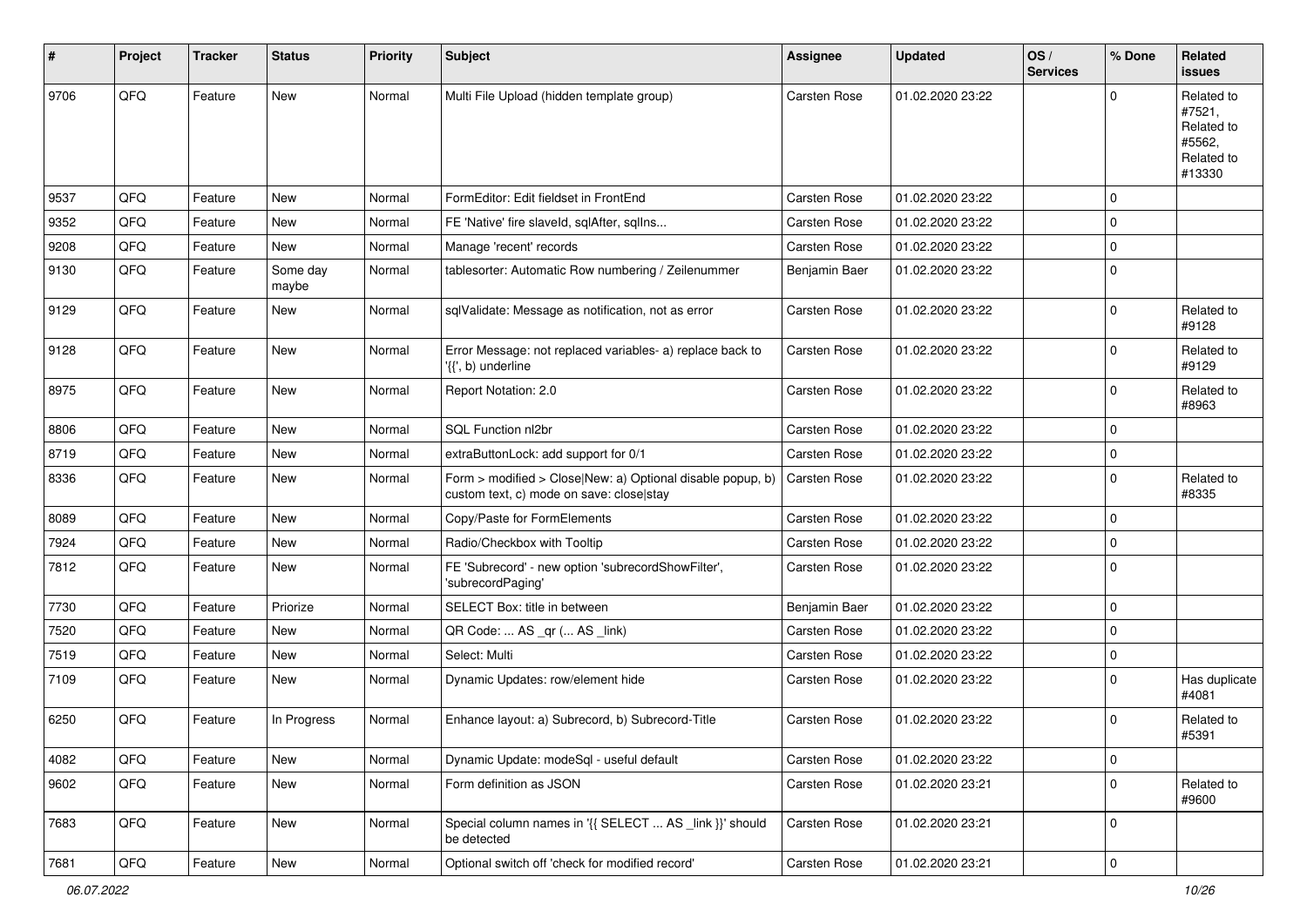| # | Project | Tracker | Status | Priority | Subject | Assignee | Updated | OS / Services | % Done | Related issues |
|---|---|---|---|---|---|---|---|---|---|---|
| 9706 | QFQ | Feature | New | Normal | Multi File Upload (hidden template group) | Carsten Rose | 01.02.2020 23:22 | | 0 | Related to #7521, Related to #5562, Related to #13330 |
| 9537 | QFQ | Feature | New | Normal | FormEditor: Edit fieldset in FrontEnd | Carsten Rose | 01.02.2020 23:22 | | 0 | |
| 9352 | QFQ | Feature | New | Normal | FE 'Native' fire slaveId, sqlAfter, sqlIns... | Carsten Rose | 01.02.2020 23:22 | | 0 | |
| 9208 | QFQ | Feature | New | Normal | Manage 'recent' records | Carsten Rose | 01.02.2020 23:22 | | 0 | |
| 9130 | QFQ | Feature | Some day maybe | Normal | tablesorter: Automatic Row numbering / Zeilenummer | Benjamin Baer | 01.02.2020 23:22 | | 0 | |
| 9129 | QFQ | Feature | New | Normal | sqlValidate: Message as notification, not as error | Carsten Rose | 01.02.2020 23:22 | | 0 | Related to #9128 |
| 9128 | QFQ | Feature | New | Normal | Error Message: not replaced variables- a) replace back to '{{', b) underline | Carsten Rose | 01.02.2020 23:22 | | 0 | Related to #9129 |
| 8975 | QFQ | Feature | New | Normal | Report Notation: 2.0 | Carsten Rose | 01.02.2020 23:22 | | 0 | Related to #8963 |
| 8806 | QFQ | Feature | New | Normal | SQL Function nl2br | Carsten Rose | 01.02.2020 23:22 | | 0 | |
| 8719 | QFQ | Feature | New | Normal | extraButtonLock: add support for 0/1 | Carsten Rose | 01.02.2020 23:22 | | 0 | |
| 8336 | QFQ | Feature | New | Normal | Form > modified > Close\|New: a) Optional disable popup, b) custom text, c) mode on save: close\|stay | Carsten Rose | 01.02.2020 23:22 | | 0 | Related to #8335 |
| 8089 | QFQ | Feature | New | Normal | Copy/Paste for FormElements | Carsten Rose | 01.02.2020 23:22 | | 0 | |
| 7924 | QFQ | Feature | New | Normal | Radio/Checkbox with Tooltip | Carsten Rose | 01.02.2020 23:22 | | 0 | |
| 7812 | QFQ | Feature | New | Normal | FE 'Subrecord' - new option 'subrecordShowFilter', 'subrecordPaging' | Carsten Rose | 01.02.2020 23:22 | | 0 | |
| 7730 | QFQ | Feature | Priorize | Normal | SELECT Box: title in between | Benjamin Baer | 01.02.2020 23:22 | | 0 | |
| 7520 | QFQ | Feature | New | Normal | QR Code: ... AS _qr (... AS _link) | Carsten Rose | 01.02.2020 23:22 | | 0 | |
| 7519 | QFQ | Feature | New | Normal | Select: Multi | Carsten Rose | 01.02.2020 23:22 | | 0 | |
| 7109 | QFQ | Feature | New | Normal | Dynamic Updates: row/element hide | Carsten Rose | 01.02.2020 23:22 | | 0 | Has duplicate #4081 |
| 6250 | QFQ | Feature | In Progress | Normal | Enhance layout: a) Subrecord, b) Subrecord-Title | Carsten Rose | 01.02.2020 23:22 | | 0 | Related to #5391 |
| 4082 | QFQ | Feature | New | Normal | Dynamic Update: modeSql - useful default | Carsten Rose | 01.02.2020 23:22 | | 0 | |
| 9602 | QFQ | Feature | New | Normal | Form definition as JSON | Carsten Rose | 01.02.2020 23:21 | | 0 | Related to #9600 |
| 7683 | QFQ | Feature | New | Normal | Special column names in '{{ SELECT ... AS _link }}' should be detected | Carsten Rose | 01.02.2020 23:21 | | 0 | |
| 7681 | QFQ | Feature | New | Normal | Optional switch off 'check for modified record' | Carsten Rose | 01.02.2020 23:21 | | 0 | |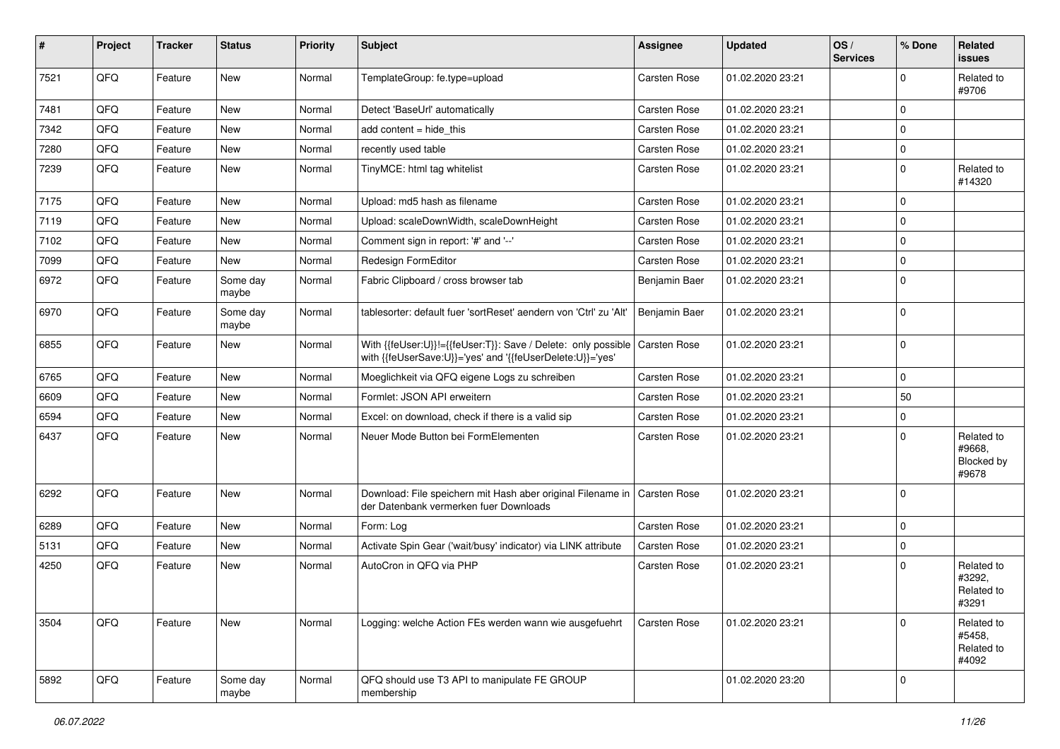| # | Project | Tracker | Status | Priority | Subject | Assignee | Updated | OS / Services | % Done | Related issues |
|---|---|---|---|---|---|---|---|---|---|---|
| 7521 | QFQ | Feature | New | Normal | TemplateGroup: fe.type=upload | Carsten Rose | 01.02.2020 23:21 | | 0 | Related to #9706 |
| 7481 | QFQ | Feature | New | Normal | Detect 'BaseUrl' automatically | Carsten Rose | 01.02.2020 23:21 | | 0 | |
| 7342 | QFQ | Feature | New | Normal | add content = hide_this | Carsten Rose | 01.02.2020 23:21 | | 0 | |
| 7280 | QFQ | Feature | New | Normal | recently used table | Carsten Rose | 01.02.2020 23:21 | | 0 | |
| 7239 | QFQ | Feature | New | Normal | TinyMCE: html tag whitelist | Carsten Rose | 01.02.2020 23:21 | | 0 | Related to #14320 |
| 7175 | QFQ | Feature | New | Normal | Upload: md5 hash as filename | Carsten Rose | 01.02.2020 23:21 | | 0 | |
| 7119 | QFQ | Feature | New | Normal | Upload: scaleDownWidth, scaleDownHeight | Carsten Rose | 01.02.2020 23:21 | | 0 | |
| 7102 | QFQ | Feature | New | Normal | Comment sign in report: '#' and '--' | Carsten Rose | 01.02.2020 23:21 | | 0 | |
| 7099 | QFQ | Feature | New | Normal | Redesign FormEditor | Carsten Rose | 01.02.2020 23:21 | | 0 | |
| 6972 | QFQ | Feature | Some day maybe | Normal | Fabric Clipboard / cross browser tab | Benjamin Baer | 01.02.2020 23:21 | | 0 | |
| 6970 | QFQ | Feature | Some day maybe | Normal | tablesorter: default fuer 'sortReset' aendern von 'Ctrl' zu 'Alt' | Benjamin Baer | 01.02.2020 23:21 | | 0 | |
| 6855 | QFQ | Feature | New | Normal | With {{feUser:U}}!={{feUser:T}}: Save / Delete: only possible with {{feUserSave:U}}='yes' and '{{feUserDelete:U}}='yes' | Carsten Rose | 01.02.2020 23:21 | | 0 | |
| 6765 | QFQ | Feature | New | Normal | Moeglichkeit via QFQ eigene Logs zu schreiben | Carsten Rose | 01.02.2020 23:21 | | 0 | |
| 6609 | QFQ | Feature | New | Normal | Formlet: JSON API erweitern | Carsten Rose | 01.02.2020 23:21 | | 50 | |
| 6594 | QFQ | Feature | New | Normal | Excel: on download, check if there is a valid sip | Carsten Rose | 01.02.2020 23:21 | | 0 | |
| 6437 | QFQ | Feature | New | Normal | Neuer Mode Button bei FormElementen | Carsten Rose | 01.02.2020 23:21 | | 0 | Related to #9668, Blocked by #9678 |
| 6292 | QFQ | Feature | New | Normal | Download: File speichern mit Hash aber original Filename in der Datenbank vermerken fuer Downloads | Carsten Rose | 01.02.2020 23:21 | | 0 | |
| 6289 | QFQ | Feature | New | Normal | Form: Log | Carsten Rose | 01.02.2020 23:21 | | 0 | |
| 5131 | QFQ | Feature | New | Normal | Activate Spin Gear ('wait/busy' indicator) via LINK attribute | Carsten Rose | 01.02.2020 23:21 | | 0 | |
| 4250 | QFQ | Feature | New | Normal | AutoCron in QFQ via PHP | Carsten Rose | 01.02.2020 23:21 | | 0 | Related to #3292, Related to #3291 |
| 3504 | QFQ | Feature | New | Normal | Logging: welche Action FEs werden wann wie ausgefuehrt | Carsten Rose | 01.02.2020 23:21 | | 0 | Related to #5458, Related to #4092 |
| 5892 | QFQ | Feature | Some day maybe | Normal | QFQ should use T3 API to manipulate FE GROUP membership | | 01.02.2020 23:20 | | 0 | |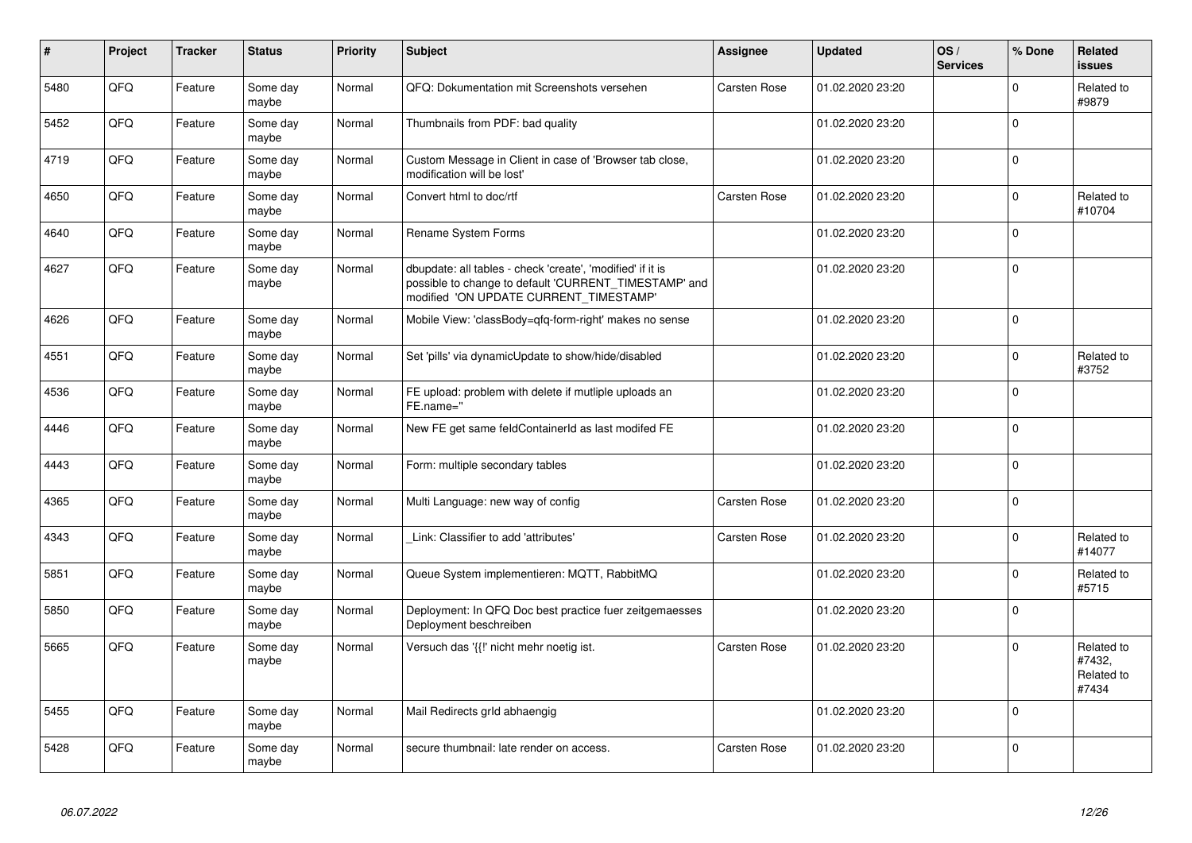| # | Project | Tracker | Status | Priority | Subject | Assignee | Updated | OS / Services | % Done | Related issues |
|---|---|---|---|---|---|---|---|---|---|---|
| 5480 | QFQ | Feature | Some day maybe | Normal | QFQ: Dokumentation mit Screenshots versehen | Carsten Rose | 01.02.2020 23:20 | | 0 | Related to #9879 |
| 5452 | QFQ | Feature | Some day maybe | Normal | Thumbnails from PDF: bad quality | | 01.02.2020 23:20 | | 0 | |
| 4719 | QFQ | Feature | Some day maybe | Normal | Custom Message in Client in case of 'Browser tab close, modification will be lost' | | 01.02.2020 23:20 | | 0 | |
| 4650 | QFQ | Feature | Some day maybe | Normal | Convert html to doc/rtf | Carsten Rose | 01.02.2020 23:20 | | 0 | Related to #10704 |
| 4640 | QFQ | Feature | Some day maybe | Normal | Rename System Forms | | 01.02.2020 23:20 | | 0 | |
| 4627 | QFQ | Feature | Some day maybe | Normal | dbupdate: all tables - check 'create', 'modified' if it is possible to change to default 'CURRENT_TIMESTAMP' and modified 'ON UPDATE CURRENT_TIMESTAMP' | | 01.02.2020 23:20 | | 0 | |
| 4626 | QFQ | Feature | Some day maybe | Normal | Mobile View: 'classBody=qfq-form-right' makes no sense | | 01.02.2020 23:20 | | 0 | |
| 4551 | QFQ | Feature | Some day maybe | Normal | Set 'pills' via dynamicUpdate to show/hide/disabled | | 01.02.2020 23:20 | | 0 | Related to #3752 |
| 4536 | QFQ | Feature | Some day maybe | Normal | FE upload: problem with delete if mutliple uploads an FE.name='' | | 01.02.2020 23:20 | | 0 | |
| 4446 | QFQ | Feature | Some day maybe | Normal | New FE get same feldContainerId as last modifed FE | | 01.02.2020 23:20 | | 0 | |
| 4443 | QFQ | Feature | Some day maybe | Normal | Form: multiple secondary tables | | 01.02.2020 23:20 | | 0 | |
| 4365 | QFQ | Feature | Some day maybe | Normal | Multi Language: new way of config | Carsten Rose | 01.02.2020 23:20 | | 0 | |
| 4343 | QFQ | Feature | Some day maybe | Normal | _Link: Classifier to add 'attributes' | Carsten Rose | 01.02.2020 23:20 | | 0 | Related to #14077 |
| 5851 | QFQ | Feature | Some day maybe | Normal | Queue System implementieren: MQTT, RabbitMQ | | 01.02.2020 23:20 | | 0 | Related to #5715 |
| 5850 | QFQ | Feature | Some day maybe | Normal | Deployment: In QFQ Doc best practice fuer zeitgemaesses Deployment beschreiben | | 01.02.2020 23:20 | | 0 | |
| 5665 | QFQ | Feature | Some day maybe | Normal | Versuch das '{{!' nicht mehr noetig ist. | Carsten Rose | 01.02.2020 23:20 | | 0 | Related to #7432, Related to #7434 |
| 5455 | QFQ | Feature | Some day maybe | Normal | Mail Redirects grId abhaengig | | 01.02.2020 23:20 | | 0 | |
| 5428 | QFQ | Feature | Some day maybe | Normal | secure thumbnail: late render on access. | Carsten Rose | 01.02.2020 23:20 | | 0 | |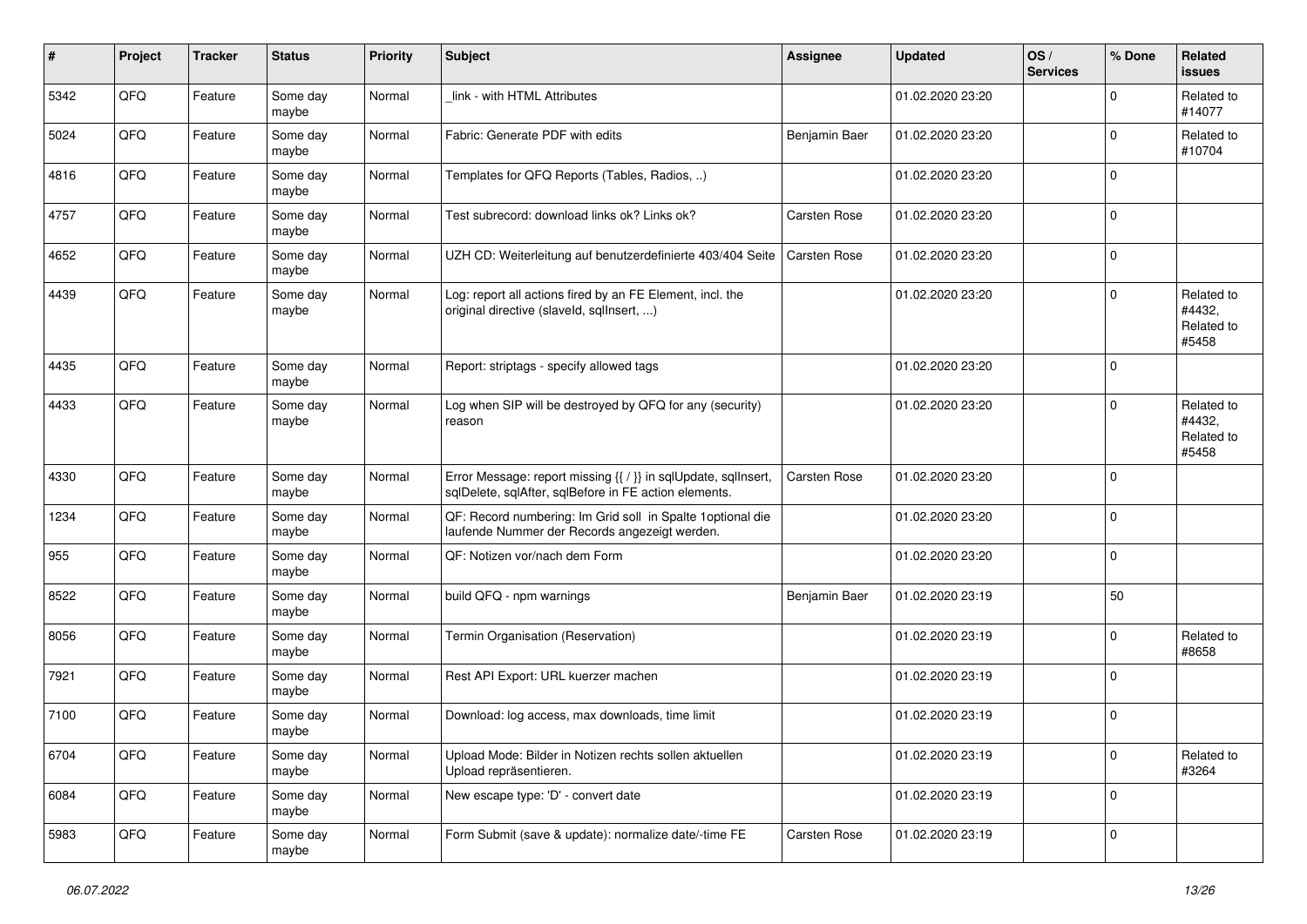| # | Project | Tracker | Status | Priority | Subject | Assignee | Updated | OS / Services | % Done | Related issues |
|---|---|---|---|---|---|---|---|---|---|---|
| 5342 | QFQ | Feature | Some day maybe | Normal | _link - with HTML Attributes | | 01.02.2020 23:20 | | 0 | Related to #14077 |
| 5024 | QFQ | Feature | Some day maybe | Normal | Fabric: Generate PDF with edits | Benjamin Baer | 01.02.2020 23:20 | | 0 | Related to #10704 |
| 4816 | QFQ | Feature | Some day maybe | Normal | Templates for QFQ Reports (Tables, Radios, ..) | | 01.02.2020 23:20 | | 0 | |
| 4757 | QFQ | Feature | Some day maybe | Normal | Test subrecord: download links ok? Links ok? | Carsten Rose | 01.02.2020 23:20 | | 0 | |
| 4652 | QFQ | Feature | Some day maybe | Normal | UZH CD: Weiterleitung auf benutzerdefinierte 403/404 Seite | Carsten Rose | 01.02.2020 23:20 | | 0 | |
| 4439 | QFQ | Feature | Some day maybe | Normal | Log: report all actions fired by an FE Element, incl. the original directive (slaveId, sqlInsert, ...) | | 01.02.2020 23:20 | | 0 | Related to #4432, Related to #5458 |
| 4435 | QFQ | Feature | Some day maybe | Normal | Report: striptags - specify allowed tags | | 01.02.2020 23:20 | | 0 | |
| 4433 | QFQ | Feature | Some day maybe | Normal | Log when SIP will be destroyed by QFQ for any (security) reason | | 01.02.2020 23:20 | | 0 | Related to #4432, Related to #5458 |
| 4330 | QFQ | Feature | Some day maybe | Normal | Error Message: report missing {{ / }} in sqlUpdate, sqlInsert, sqlDelete, sqlAfter, sqlBefore in FE action elements. | Carsten Rose | 01.02.2020 23:20 | | 0 | |
| 1234 | QFQ | Feature | Some day maybe | Normal | QF: Record numbering: Im Grid soll in Spalte 1optional die laufende Nummer der Records angezeigt werden. | | 01.02.2020 23:20 | | 0 | |
| 955 | QFQ | Feature | Some day maybe | Normal | QF: Notizen vor/nach dem Form | | 01.02.2020 23:20 | | 0 | |
| 8522 | QFQ | Feature | Some day maybe | Normal | build QFQ - npm warnings | Benjamin Baer | 01.02.2020 23:19 | | 50 | |
| 8056 | QFQ | Feature | Some day maybe | Normal | Termin Organisation (Reservation) | | 01.02.2020 23:19 | | 0 | Related to #8658 |
| 7921 | QFQ | Feature | Some day maybe | Normal | Rest API Export: URL kuerzer machen | | 01.02.2020 23:19 | | 0 | |
| 7100 | QFQ | Feature | Some day maybe | Normal | Download: log access, max downloads, time limit | | 01.02.2020 23:19 | | 0 | |
| 6704 | QFQ | Feature | Some day maybe | Normal | Upload Mode: Bilder in Notizen rechts sollen aktuellen Upload repräsentieren. | | 01.02.2020 23:19 | | 0 | Related to #3264 |
| 6084 | QFQ | Feature | Some day maybe | Normal | New escape type: 'D' - convert date | | 01.02.2020 23:19 | | 0 | |
| 5983 | QFQ | Feature | Some day maybe | Normal | Form Submit (save & update): normalize date/-time FE | Carsten Rose | 01.02.2020 23:19 | | 0 | |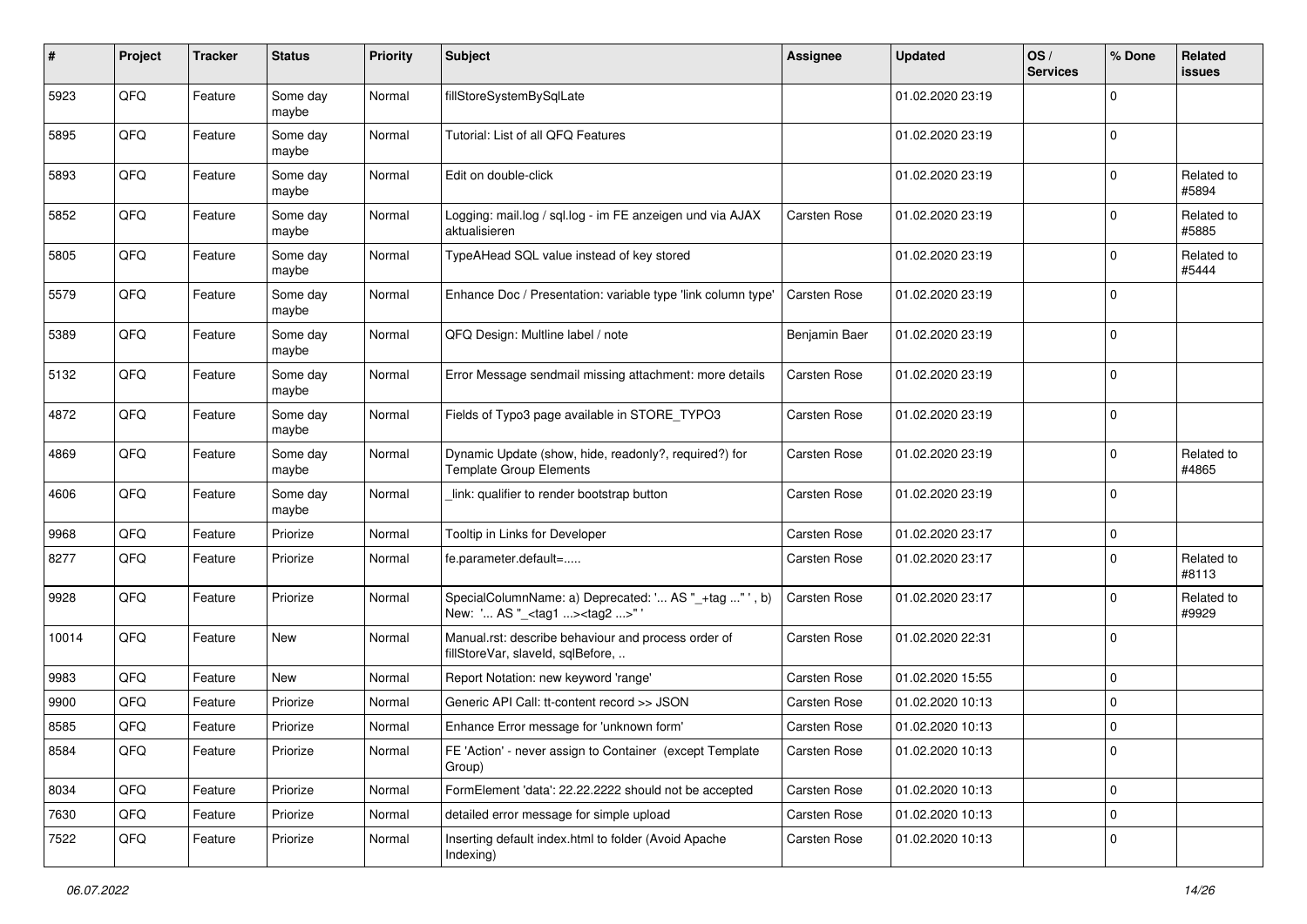| # | Project | Tracker | Status | Priority | Subject | Assignee | Updated | OS / Services | % Done | Related issues |
| --- | --- | --- | --- | --- | --- | --- | --- | --- | --- | --- |
| 5923 | QFQ | Feature | Some day maybe | Normal | fillStoreSystemBySqlLate | | 01.02.2020 23:19 | | 0 | |
| 5895 | QFQ | Feature | Some day maybe | Normal | Tutorial: List of all QFQ Features | | 01.02.2020 23:19 | | 0 | |
| 5893 | QFQ | Feature | Some day maybe | Normal | Edit on double-click | | 01.02.2020 23:19 | | 0 | Related to #5894 |
| 5852 | QFQ | Feature | Some day maybe | Normal | Logging: mail.log / sql.log - im FE anzeigen und via AJAX aktualisieren | Carsten Rose | 01.02.2020 23:19 | | 0 | Related to #5885 |
| 5805 | QFQ | Feature | Some day maybe | Normal | TypeAHead SQL value instead of key stored | | 01.02.2020 23:19 | | 0 | Related to #5444 |
| 5579 | QFQ | Feature | Some day maybe | Normal | Enhance Doc / Presentation: variable type 'link column type' | Carsten Rose | 01.02.2020 23:19 | | 0 | |
| 5389 | QFQ | Feature | Some day maybe | Normal | QFQ Design: Multline label / note | Benjamin Baer | 01.02.2020 23:19 | | 0 | |
| 5132 | QFQ | Feature | Some day maybe | Normal | Error Message sendmail missing attachment: more details | Carsten Rose | 01.02.2020 23:19 | | 0 | |
| 4872 | QFQ | Feature | Some day maybe | Normal | Fields of Typo3 page available in STORE_TYPO3 | Carsten Rose | 01.02.2020 23:19 | | 0 | |
| 4869 | QFQ | Feature | Some day maybe | Normal | Dynamic Update (show, hide, readonly?, required?) for Template Group Elements | Carsten Rose | 01.02.2020 23:19 | | 0 | Related to #4865 |
| 4606 | QFQ | Feature | Some day maybe | Normal | _link: qualifier to render bootstrap button | Carsten Rose | 01.02.2020 23:19 | | 0 | |
| 9968 | QFQ | Feature | Priorize | Normal | Tooltip in Links for Developer | Carsten Rose | 01.02.2020 23:17 | | 0 | |
| 8277 | QFQ | Feature | Priorize | Normal | fe.parameter.default=..... | Carsten Rose | 01.02.2020 23:17 | | 0 | Related to #8113 |
| 9928 | QFQ | Feature | Priorize | Normal | SpecialColumnName: a) Deprecated: '... AS "_+tag ..." ', b) New: '... AS "_<tag1 ...><tag2 ...>" ' | Carsten Rose | 01.02.2020 23:17 | | 0 | Related to #9929 |
| 10014 | QFQ | Feature | New | Normal | Manual.rst: describe behaviour and process order of fillStoreVar, slaveId, sqlBefore, .. | Carsten Rose | 01.02.2020 22:31 | | 0 | |
| 9983 | QFQ | Feature | New | Normal | Report Notation: new keyword 'range' | Carsten Rose | 01.02.2020 15:55 | | 0 | |
| 9900 | QFQ | Feature | Priorize | Normal | Generic API Call: tt-content record >> JSON | Carsten Rose | 01.02.2020 10:13 | | 0 | |
| 8585 | QFQ | Feature | Priorize | Normal | Enhance Error message for 'unknown form' | Carsten Rose | 01.02.2020 10:13 | | 0 | |
| 8584 | QFQ | Feature | Priorize | Normal | FE 'Action' - never assign to Container (except Template Group) | Carsten Rose | 01.02.2020 10:13 | | 0 | |
| 8034 | QFQ | Feature | Priorize | Normal | FormElement 'data': 22.22.2222 should not be accepted | Carsten Rose | 01.02.2020 10:13 | | 0 | |
| 7630 | QFQ | Feature | Priorize | Normal | detailed error message for simple upload | Carsten Rose | 01.02.2020 10:13 | | 0 | |
| 7522 | QFQ | Feature | Priorize | Normal | Inserting default index.html to folder (Avoid Apache Indexing) | Carsten Rose | 01.02.2020 10:13 | | 0 | |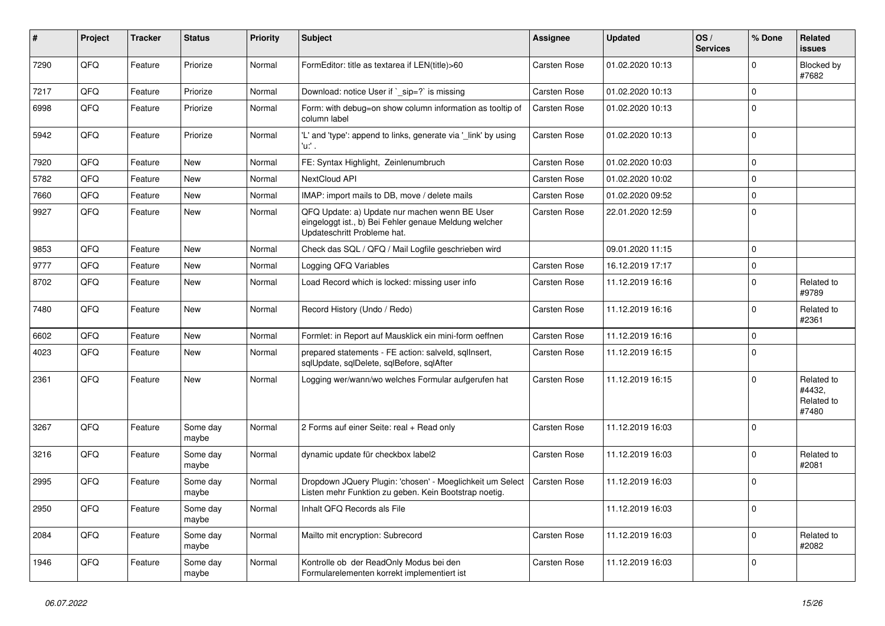| # | Project | Tracker | Status | Priority | Subject | Assignee | Updated | OS / Services | % Done | Related issues |
|---|---|---|---|---|---|---|---|---|---|---|
| 7290 | QFQ | Feature | Priorize | Normal | FormEditor: title as textarea if LEN(title)>60 | Carsten Rose | 01.02.2020 10:13 | | 0 | Blocked by #7682 |
| 7217 | QFQ | Feature | Priorize | Normal | Download: notice User if `_sip=?` is missing | Carsten Rose | 01.02.2020 10:13 | | 0 | |
| 6998 | QFQ | Feature | Priorize | Normal | Form: with debug=on show column information as tooltip of column label | Carsten Rose | 01.02.2020 10:13 | | 0 | |
| 5942 | QFQ | Feature | Priorize | Normal | 'L' and 'type': append to links, generate via '_link' by using 'u:' . | Carsten Rose | 01.02.2020 10:13 | | 0 | |
| 7920 | QFQ | Feature | New | Normal | FE: Syntax Highlight, Zeinlenumbruch | Carsten Rose | 01.02.2020 10:03 | | 0 | |
| 5782 | QFQ | Feature | New | Normal | NextCloud API | Carsten Rose | 01.02.2020 10:02 | | 0 | |
| 7660 | QFQ | Feature | New | Normal | IMAP: import mails to DB, move / delete mails | Carsten Rose | 01.02.2020 09:52 | | 0 | |
| 9927 | QFQ | Feature | New | Normal | QFQ Update: a) Update nur machen wenn BE User eingeloggt ist., b) Bei Fehler genaue Meldung welcher Updateschritt Probleme hat. | Carsten Rose | 22.01.2020 12:59 | | 0 | |
| 9853 | QFQ | Feature | New | Normal | Check das SQL / QFQ / Mail Logfile geschrieben wird | | 09.01.2020 11:15 | | 0 | |
| 9777 | QFQ | Feature | New | Normal | Logging QFQ Variables | Carsten Rose | 16.12.2019 17:17 | | 0 | |
| 8702 | QFQ | Feature | New | Normal | Load Record which is locked: missing user info | Carsten Rose | 11.12.2019 16:16 | | 0 | Related to #9789 |
| 7480 | QFQ | Feature | New | Normal | Record History (Undo / Redo) | Carsten Rose | 11.12.2019 16:16 | | 0 | Related to #2361 |
| 6602 | QFQ | Feature | New | Normal | Formlet: in Report auf Mausklick ein mini-form oeffnen | Carsten Rose | 11.12.2019 16:16 | | 0 | |
| 4023 | QFQ | Feature | New | Normal | prepared statements - FE action: salveld, sqlInsert, sqlUpdate, sqlDelete, sqlBefore, sqlAfter | Carsten Rose | 11.12.2019 16:15 | | 0 | |
| 2361 | QFQ | Feature | New | Normal | Logging wer/wann/wo welches Formular aufgerufen hat | Carsten Rose | 11.12.2019 16:15 | | 0 | Related to #4432, Related to #7480 |
| 3267 | QFQ | Feature | Some day maybe | Normal | 2 Forms auf einer Seite: real + Read only | Carsten Rose | 11.12.2019 16:03 | | 0 | |
| 3216 | QFQ | Feature | Some day maybe | Normal | dynamic update für checkbox label2 | Carsten Rose | 11.12.2019 16:03 | | 0 | Related to #2081 |
| 2995 | QFQ | Feature | Some day maybe | Normal | Dropdown JQuery Plugin: 'chosen' - Moeglichkeit um Select Listen mehr Funktion zu geben. Kein Bootstrap noetig. | Carsten Rose | 11.12.2019 16:03 | | 0 | |
| 2950 | QFQ | Feature | Some day maybe | Normal | Inhalt QFQ Records als File | | 11.12.2019 16:03 | | 0 | |
| 2084 | QFQ | Feature | Some day maybe | Normal | Mailto mit encryption: Subrecord | Carsten Rose | 11.12.2019 16:03 | | 0 | Related to #2082 |
| 1946 | QFQ | Feature | Some day maybe | Normal | Kontrolle ob der ReadOnly Modus bei den Formularelementen korrekt implementiert ist | Carsten Rose | 11.12.2019 16:03 | | 0 | |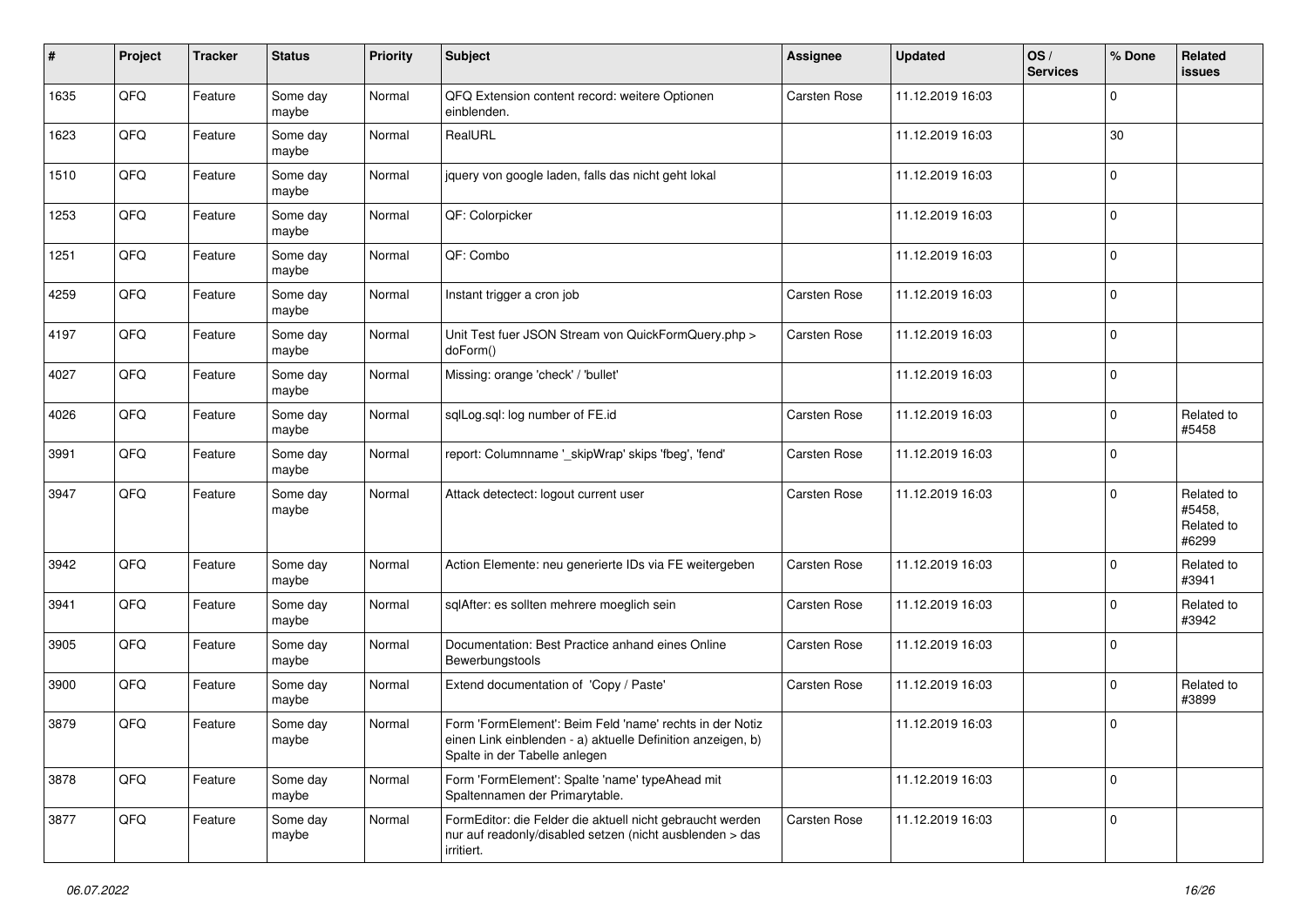| # | Project | Tracker | Status | Priority | Subject | Assignee | Updated | OS / Services | % Done | Related issues |
|---|---|---|---|---|---|---|---|---|---|---|
| 1635 | QFQ | Feature | Some day maybe | Normal | QFQ Extension content record: weitere Optionen einblenden. | Carsten Rose | 11.12.2019 16:03 | | 0 | |
| 1623 | QFQ | Feature | Some day maybe | Normal | RealURL | | 11.12.2019 16:03 | | 30 | |
| 1510 | QFQ | Feature | Some day maybe | Normal | jquery von google laden, falls das nicht geht lokal | | 11.12.2019 16:03 | | 0 | |
| 1253 | QFQ | Feature | Some day maybe | Normal | QF: Colorpicker | | 11.12.2019 16:03 | | 0 | |
| 1251 | QFQ | Feature | Some day maybe | Normal | QF: Combo | | 11.12.2019 16:03 | | 0 | |
| 4259 | QFQ | Feature | Some day maybe | Normal | Instant trigger a cron job | Carsten Rose | 11.12.2019 16:03 | | 0 | |
| 4197 | QFQ | Feature | Some day maybe | Normal | Unit Test fuer JSON Stream von QuickFormQuery.php > doForm() | Carsten Rose | 11.12.2019 16:03 | | 0 | |
| 4027 | QFQ | Feature | Some day maybe | Normal | Missing: orange 'check' / 'bullet' | | 11.12.2019 16:03 | | 0 | |
| 4026 | QFQ | Feature | Some day maybe | Normal | sqlLog.sql: log number of FE.id | Carsten Rose | 11.12.2019 16:03 | | 0 | Related to #5458 |
| 3991 | QFQ | Feature | Some day maybe | Normal | report: Columnname '_skipWrap' skips 'fbeg', 'fend' | Carsten Rose | 11.12.2019 16:03 | | 0 | |
| 3947 | QFQ | Feature | Some day maybe | Normal | Attack detectect: logout current user | Carsten Rose | 11.12.2019 16:03 | | 0 | Related to #5458, Related to #6299 |
| 3942 | QFQ | Feature | Some day maybe | Normal | Action Elemente: neu generierte IDs via FE weitergeben | Carsten Rose | 11.12.2019 16:03 | | 0 | Related to #3941 |
| 3941 | QFQ | Feature | Some day maybe | Normal | sqlAfter: es sollten mehrere moeglich sein | Carsten Rose | 11.12.2019 16:03 | | 0 | Related to #3942 |
| 3905 | QFQ | Feature | Some day maybe | Normal | Documentation: Best Practice anhand eines Online Bewerbungstools | Carsten Rose | 11.12.2019 16:03 | | 0 | |
| 3900 | QFQ | Feature | Some day maybe | Normal | Extend documentation of 'Copy / Paste' | Carsten Rose | 11.12.2019 16:03 | | 0 | Related to #3899 |
| 3879 | QFQ | Feature | Some day maybe | Normal | Form 'FormElement': Beim Feld 'name' rechts in der Notiz einen Link einblenden - a) aktuelle Definition anzeigen, b) Spalte in der Tabelle anlegen | | 11.12.2019 16:03 | | 0 | |
| 3878 | QFQ | Feature | Some day maybe | Normal | Form 'FormElement': Spalte 'name' typeAhead mit Spaltennamen der Primarytable. | | 11.12.2019 16:03 | | 0 | |
| 3877 | QFQ | Feature | Some day maybe | Normal | FormEditor: die Felder die aktuell nicht gebraucht werden nur auf readonly/disabled setzen (nicht ausblenden > das irritiert. | Carsten Rose | 11.12.2019 16:03 | | 0 | |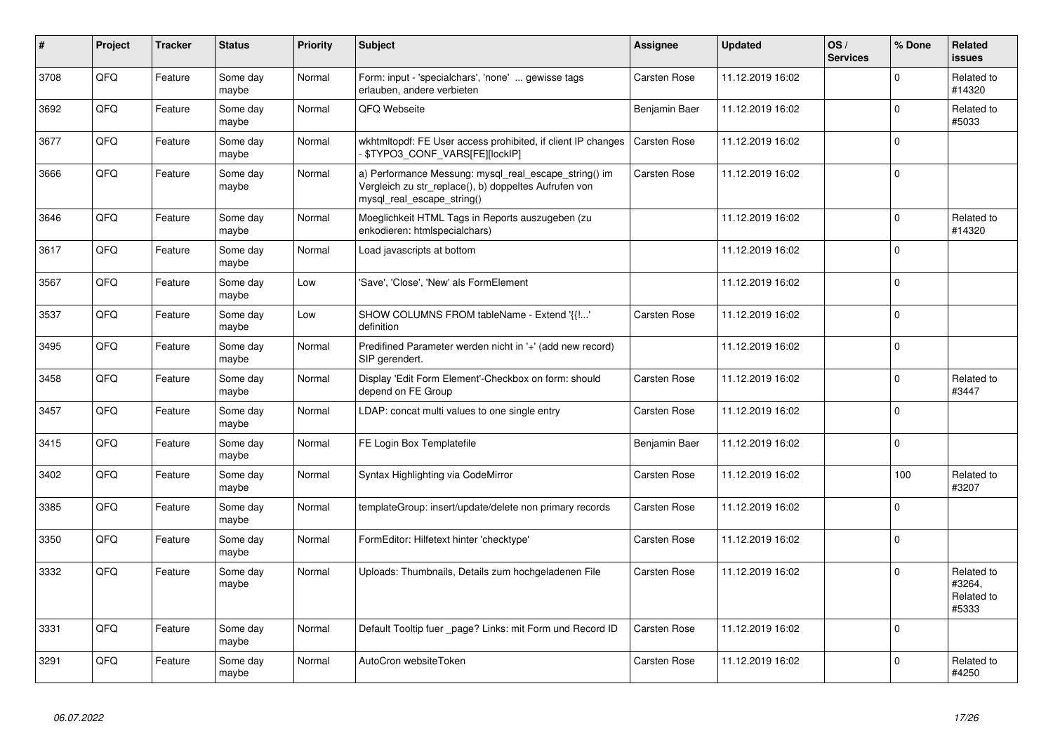| # | Project | Tracker | Status | Priority | Subject | Assignee | Updated | OS / Services | % Done | Related issues |
|---|---|---|---|---|---|---|---|---|---|---|
| 3708 | QFQ | Feature | Some day maybe | Normal | Form: input - 'specialchars', 'none' ... gewisse tags erlauben, andere verbieten | Carsten Rose | 11.12.2019 16:02 | | 0 | Related to #14320 |
| 3692 | QFQ | Feature | Some day maybe | Normal | QFQ Webseite | Benjamin Baer | 11.12.2019 16:02 | | 0 | Related to #5033 |
| 3677 | QFQ | Feature | Some day maybe | Normal | wkhtmltopdf: FE User access prohibited, if client IP changes - $TYPO3_CONF_VARS[FE][lockIP] | Carsten Rose | 11.12.2019 16:02 | | 0 | |
| 3666 | QFQ | Feature | Some day maybe | Normal | a) Performance Messung: mysql_real_escape_string() im Vergleich zu str_replace(), b) doppeltes Aufrufen von mysql_real_escape_string() | Carsten Rose | 11.12.2019 16:02 | | 0 | |
| 3646 | QFQ | Feature | Some day maybe | Normal | Moeglichkeit HTML Tags in Reports auszugeben (zu enkodieren: htmlspecialchars) | | 11.12.2019 16:02 | | 0 | Related to #14320 |
| 3617 | QFQ | Feature | Some day maybe | Normal | Load javascripts at bottom | | 11.12.2019 16:02 | | 0 | |
| 3567 | QFQ | Feature | Some day maybe | Low | 'Save', 'Close', 'New' als FormElement | | 11.12.2019 16:02 | | 0 | |
| 3537 | QFQ | Feature | Some day maybe | Low | SHOW COLUMNS FROM tableName - Extend '{{!...' definition | Carsten Rose | 11.12.2019 16:02 | | 0 | |
| 3495 | QFQ | Feature | Some day maybe | Normal | Predifined Parameter werden nicht in '+' (add new record) SIP gerendert. | | 11.12.2019 16:02 | | 0 | |
| 3458 | QFQ | Feature | Some day maybe | Normal | Display 'Edit Form Element'-Checkbox on form: should depend on FE Group | Carsten Rose | 11.12.2019 16:02 | | 0 | Related to #3447 |
| 3457 | QFQ | Feature | Some day maybe | Normal | LDAP: concat multi values to one single entry | Carsten Rose | 11.12.2019 16:02 | | 0 | |
| 3415 | QFQ | Feature | Some day maybe | Normal | FE Login Box Templatefile | Benjamin Baer | 11.12.2019 16:02 | | 0 | |
| 3402 | QFQ | Feature | Some day maybe | Normal | Syntax Highlighting via CodeMirror | Carsten Rose | 11.12.2019 16:02 | | 100 | Related to #3207 |
| 3385 | QFQ | Feature | Some day maybe | Normal | templateGroup: insert/update/delete non primary records | Carsten Rose | 11.12.2019 16:02 | | 0 | |
| 3350 | QFQ | Feature | Some day maybe | Normal | FormEditor: Hilfetext hinter 'checktype' | Carsten Rose | 11.12.2019 16:02 | | 0 | |
| 3332 | QFQ | Feature | Some day maybe | Normal | Uploads: Thumbnails, Details zum hochgeladenen File | Carsten Rose | 11.12.2019 16:02 | | 0 | Related to #3264, Related to #5333 |
| 3331 | QFQ | Feature | Some day maybe | Normal | Default Tooltip fuer _page? Links: mit Form und Record ID | Carsten Rose | 11.12.2019 16:02 | | 0 | |
| 3291 | QFQ | Feature | Some day maybe | Normal | AutoCron websiteToken | Carsten Rose | 11.12.2019 16:02 | | 0 | Related to #4250 |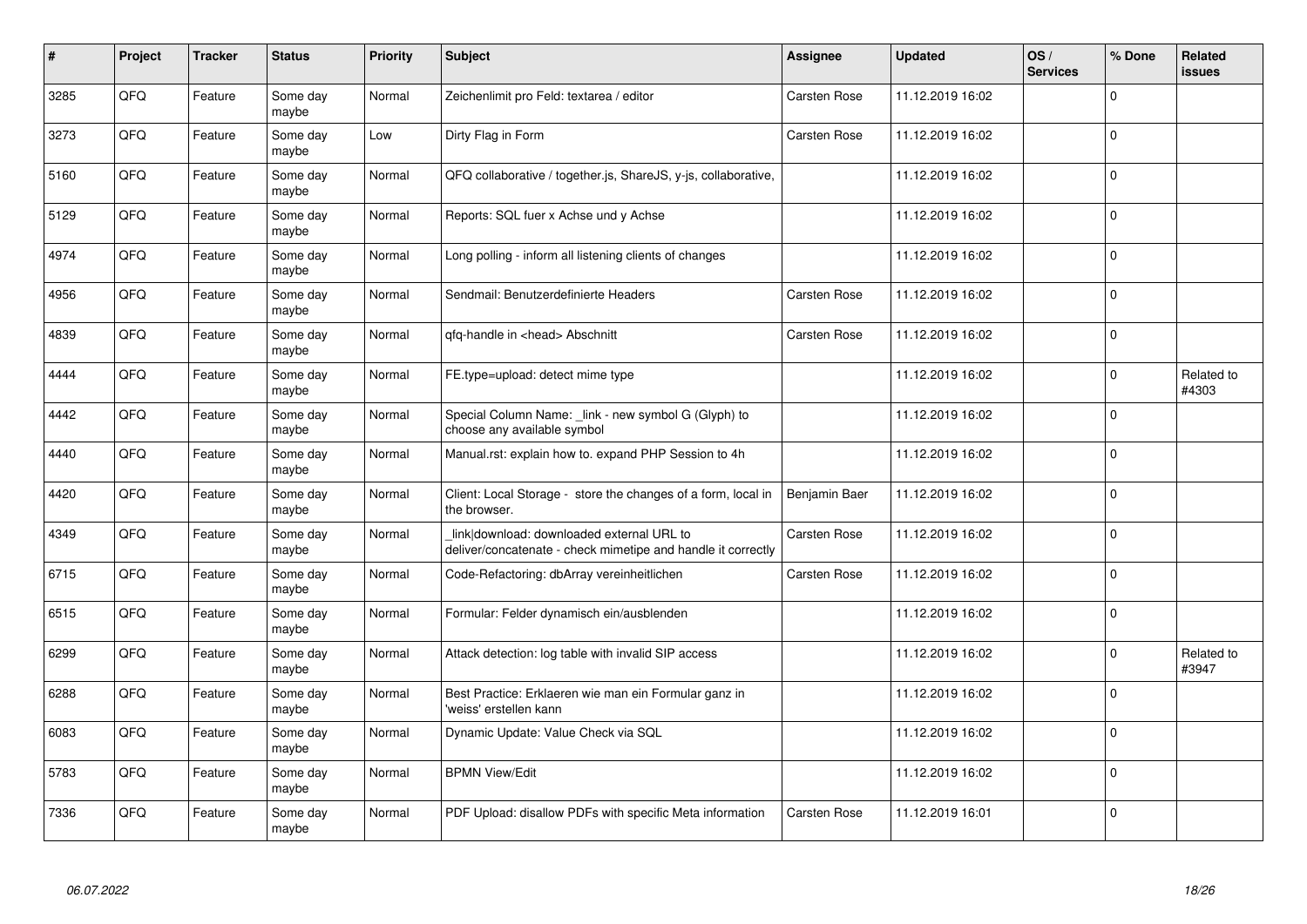| # | Project | Tracker | Status | Priority | Subject | Assignee | Updated | OS / Services | % Done | Related issues |
|---|---|---|---|---|---|---|---|---|---|---|
| 3285 | QFQ | Feature | Some day maybe | Normal | Zeichenlimit pro Feld: textarea / editor | Carsten Rose | 11.12.2019 16:02 | | 0 | |
| 3273 | QFQ | Feature | Some day maybe | Low | Dirty Flag in Form | Carsten Rose | 11.12.2019 16:02 | | 0 | |
| 5160 | QFQ | Feature | Some day maybe | Normal | QFQ collaborative / together.js, ShareJS, y-js, collaborative, | | 11.12.2019 16:02 | | 0 | |
| 5129 | QFQ | Feature | Some day maybe | Normal | Reports: SQL fuer x Achse und y Achse | | 11.12.2019 16:02 | | 0 | |
| 4974 | QFQ | Feature | Some day maybe | Normal | Long polling - inform all listening clients of changes | | 11.12.2019 16:02 | | 0 | |
| 4956 | QFQ | Feature | Some day maybe | Normal | Sendmail: Benutzerdefinierte Headers | Carsten Rose | 11.12.2019 16:02 | | 0 | |
| 4839 | QFQ | Feature | Some day maybe | Normal | qfq-handle in <head> Abschnitt | Carsten Rose | 11.12.2019 16:02 | | 0 | |
| 4444 | QFQ | Feature | Some day maybe | Normal | FE.type=upload: detect mime type | | 11.12.2019 16:02 | | 0 | Related to #4303 |
| 4442 | QFQ | Feature | Some day maybe | Normal | Special Column Name: _link - new symbol G (Glyph) to choose any available symbol | | 11.12.2019 16:02 | | 0 | |
| 4440 | QFQ | Feature | Some day maybe | Normal | Manual.rst: explain how to. expand PHP Session to 4h | | 11.12.2019 16:02 | | 0 | |
| 4420 | QFQ | Feature | Some day maybe | Normal | Client: Local Storage - store the changes of a form, local in the browser. | Benjamin Baer | 11.12.2019 16:02 | | 0 | |
| 4349 | QFQ | Feature | Some day maybe | Normal | _link\|download: downloaded external URL to deliver/concatenate - check mimetipe and handle it correctly | Carsten Rose | 11.12.2019 16:02 | | 0 | |
| 6715 | QFQ | Feature | Some day maybe | Normal | Code-Refactoring: dbArray vereinheitlichen | Carsten Rose | 11.12.2019 16:02 | | 0 | |
| 6515 | QFQ | Feature | Some day maybe | Normal | Formular: Felder dynamisch ein/ausblenden | | 11.12.2019 16:02 | | 0 | |
| 6299 | QFQ | Feature | Some day maybe | Normal | Attack detection: log table with invalid SIP access | | 11.12.2019 16:02 | | 0 | Related to #3947 |
| 6288 | QFQ | Feature | Some day maybe | Normal | Best Practice: Erklaeren wie man ein Formular ganz in 'weiss' erstellen kann | | 11.12.2019 16:02 | | 0 | |
| 6083 | QFQ | Feature | Some day maybe | Normal | Dynamic Update: Value Check via SQL | | 11.12.2019 16:02 | | 0 | |
| 5783 | QFQ | Feature | Some day maybe | Normal | BPMN View/Edit | | 11.12.2019 16:02 | | 0 | |
| 7336 | QFQ | Feature | Some day maybe | Normal | PDF Upload: disallow PDFs with specific Meta information | Carsten Rose | 11.12.2019 16:01 | | 0 | |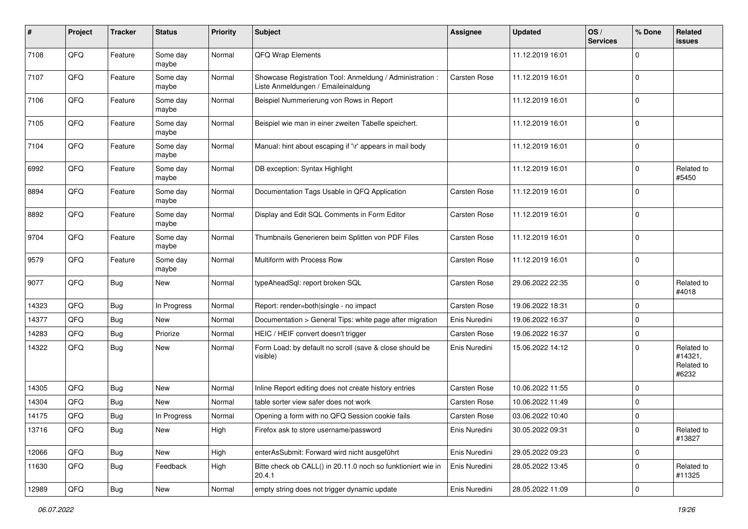| # | Project | Tracker | Status | Priority | Subject | Assignee | Updated | OS / Services | % Done | Related issues |
|---|---|---|---|---|---|---|---|---|---|---|
| 7108 | QFQ | Feature | Some day maybe | Normal | QFQ Wrap Elements | | 11.12.2019 16:01 | | 0 | |
| 7107 | QFQ | Feature | Some day maybe | Normal | Showcase Registration Tool: Anmeldung / Administration : Liste Anmeldungen / Emaileinaldung | Carsten Rose | 11.12.2019 16:01 | | 0 | |
| 7106 | QFQ | Feature | Some day maybe | Normal | Beispiel Nummerierung von Rows in Report | | 11.12.2019 16:01 | | 0 | |
| 7105 | QFQ | Feature | Some day maybe | Normal | Beispiel wie man in einer zweiten Tabelle speichert. | | 11.12.2019 16:01 | | 0 | |
| 7104 | QFQ | Feature | Some day maybe | Normal | Manual: hint about escaping if '\r' appears in mail body | | 11.12.2019 16:01 | | 0 | |
| 6992 | QFQ | Feature | Some day maybe | Normal | DB exception: Syntax Highlight | | 11.12.2019 16:01 | | 0 | Related to #5450 |
| 8894 | QFQ | Feature | Some day maybe | Normal | Documentation Tags Usable in QFQ Application | Carsten Rose | 11.12.2019 16:01 | | 0 | |
| 8892 | QFQ | Feature | Some day maybe | Normal | Display and Edit SQL Comments in Form Editor | Carsten Rose | 11.12.2019 16:01 | | 0 | |
| 9704 | QFQ | Feature | Some day maybe | Normal | Thumbnails Generieren beim Splitten von PDF Files | Carsten Rose | 11.12.2019 16:01 | | 0 | |
| 9579 | QFQ | Feature | Some day maybe | Normal | Multiform with Process Row | Carsten Rose | 11.12.2019 16:01 | | 0 | |
| 9077 | QFQ | Bug | New | Normal | typeAheadSql: report broken SQL | Carsten Rose | 29.06.2022 22:35 | | 0 | Related to #4018 |
| 14323 | QFQ | Bug | In Progress | Normal | Report: render=both\|single - no impact | Carsten Rose | 19.06.2022 18:31 | | 0 | |
| 14377 | QFQ | Bug | New | Normal | Documentation > General Tips: white page after migration | Enis Nuredini | 19.06.2022 16:37 | | 0 | |
| 14283 | QFQ | Bug | Priorize | Normal | HEIC / HEIF convert doesn't trigger | Carsten Rose | 19.06.2022 16:37 | | 0 | |
| 14322 | QFQ | Bug | New | Normal | Form Load: by default no scroll (save & close should be visible) | Enis Nuredini | 15.06.2022 14:12 | | 0 | Related to #14321, Related to #6232 |
| 14305 | QFQ | Bug | New | Normal | Inline Report editing does not create history entries | Carsten Rose | 10.06.2022 11:55 | | 0 | |
| 14304 | QFQ | Bug | New | Normal | table sorter view safer does not work | Carsten Rose | 10.06.2022 11:49 | | 0 | |
| 14175 | QFQ | Bug | In Progress | Normal | Opening a form with no QFQ Session cookie fails | Carsten Rose | 03.06.2022 10:40 | | 0 | |
| 13716 | QFQ | Bug | New | High | Firefox ask to store username/password | Enis Nuredini | 30.05.2022 09:31 | | 0 | Related to #13827 |
| 12066 | QFQ | Bug | New | High | enterAsSubmit: Forward wird nicht ausgeführt | Enis Nuredini | 29.05.2022 09:23 | | 0 | |
| 11630 | QFQ | Bug | Feedback | High | Bitte check ob CALL() in 20.11.0 noch so funktioniert wie in 20.4.1 | Enis Nuredini | 28.05.2022 13:45 | | 0 | Related to #11325 |
| 12989 | QFQ | Bug | New | Normal | empty string does not trigger dynamic update | Enis Nuredini | 28.05.2022 11:09 | | 0 | |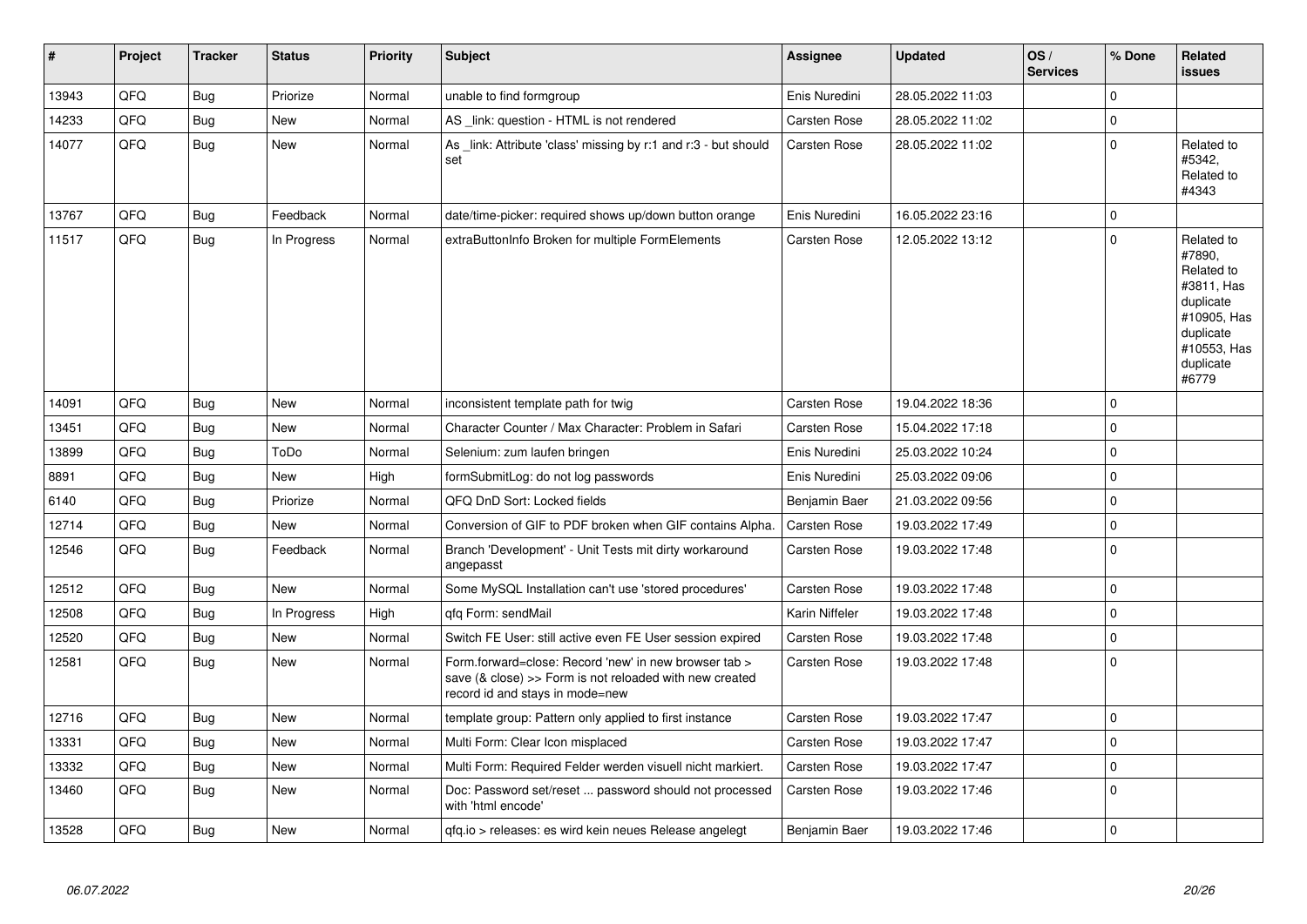| # | Project | Tracker | Status | Priority | Subject | Assignee | Updated | OS / Services | % Done | Related issues |
|---|---|---|---|---|---|---|---|---|---|---|
| 13943 | QFQ | Bug | Priorize | Normal | unable to find formgroup | Enis Nuredini | 28.05.2022 11:03 | | 0 | |
| 14233 | QFQ | Bug | New | Normal | AS _link: question - HTML is not rendered | Carsten Rose | 28.05.2022 11:02 | | 0 | |
| 14077 | QFQ | Bug | New | Normal | As _link: Attribute 'class' missing by r:1 and r:3 - but should set | Carsten Rose | 28.05.2022 11:02 | | 0 | Related to #5342, Related to #4343 |
| 13767 | QFQ | Bug | Feedback | Normal | date/time-picker: required shows up/down button orange | Enis Nuredini | 16.05.2022 23:16 | | 0 | |
| 11517 | QFQ | Bug | In Progress | Normal | extraButtonInfo Broken for multiple FormElements | Carsten Rose | 12.05.2022 13:12 | | 0 | Related to #7890, Related to #3811, Has duplicate #10905, Has duplicate #10553, Has duplicate #6779 |
| 14091 | QFQ | Bug | New | Normal | inconsistent template path for twig | Carsten Rose | 19.04.2022 18:36 | | 0 | |
| 13451 | QFQ | Bug | New | Normal | Character Counter / Max Character: Problem in Safari | Carsten Rose | 15.04.2022 17:18 | | 0 | |
| 13899 | QFQ | Bug | ToDo | Normal | Selenium: zum laufen bringen | Enis Nuredini | 25.03.2022 10:24 | | 0 | |
| 8891 | QFQ | Bug | New | High | formSubmitLog: do not log passwords | Enis Nuredini | 25.03.2022 09:06 | | 0 | |
| 6140 | QFQ | Bug | Priorize | Normal | QFQ DnD Sort: Locked fields | Benjamin Baer | 21.03.2022 09:56 | | 0 | |
| 12714 | QFQ | Bug | New | Normal | Conversion of GIF to PDF broken when GIF contains Alpha. | Carsten Rose | 19.03.2022 17:49 | | 0 | |
| 12546 | QFQ | Bug | Feedback | Normal | Branch 'Development' - Unit Tests mit dirty workaround angepasst | Carsten Rose | 19.03.2022 17:48 | | 0 | |
| 12512 | QFQ | Bug | New | Normal | Some MySQL Installation can't use 'stored procedures' | Carsten Rose | 19.03.2022 17:48 | | 0 | |
| 12508 | QFQ | Bug | In Progress | High | qfq Form: sendMail | Karin Niffeler | 19.03.2022 17:48 | | 0 | |
| 12520 | QFQ | Bug | New | Normal | Switch FE User: still active even FE User session expired | Carsten Rose | 19.03.2022 17:48 | | 0 | |
| 12581 | QFQ | Bug | New | Normal | Form.forward=close: Record 'new' in new browser tab > save (& close) >> Form is not reloaded with new created record id and stays in mode=new | Carsten Rose | 19.03.2022 17:48 | | 0 | |
| 12716 | QFQ | Bug | New | Normal | template group: Pattern only applied to first instance | Carsten Rose | 19.03.2022 17:47 | | 0 | |
| 13331 | QFQ | Bug | New | Normal | Multi Form: Clear Icon misplaced | Carsten Rose | 19.03.2022 17:47 | | 0 | |
| 13332 | QFQ | Bug | New | Normal | Multi Form: Required Felder werden visuell nicht markiert. | Carsten Rose | 19.03.2022 17:47 | | 0 | |
| 13460 | QFQ | Bug | New | Normal | Doc: Password set/reset ... password should not processed with 'html encode' | Carsten Rose | 19.03.2022 17:46 | | 0 | |
| 13528 | QFQ | Bug | New | Normal | qfq.io > releases: es wird kein neues Release angelegt | Benjamin Baer | 19.03.2022 17:46 | | 0 | |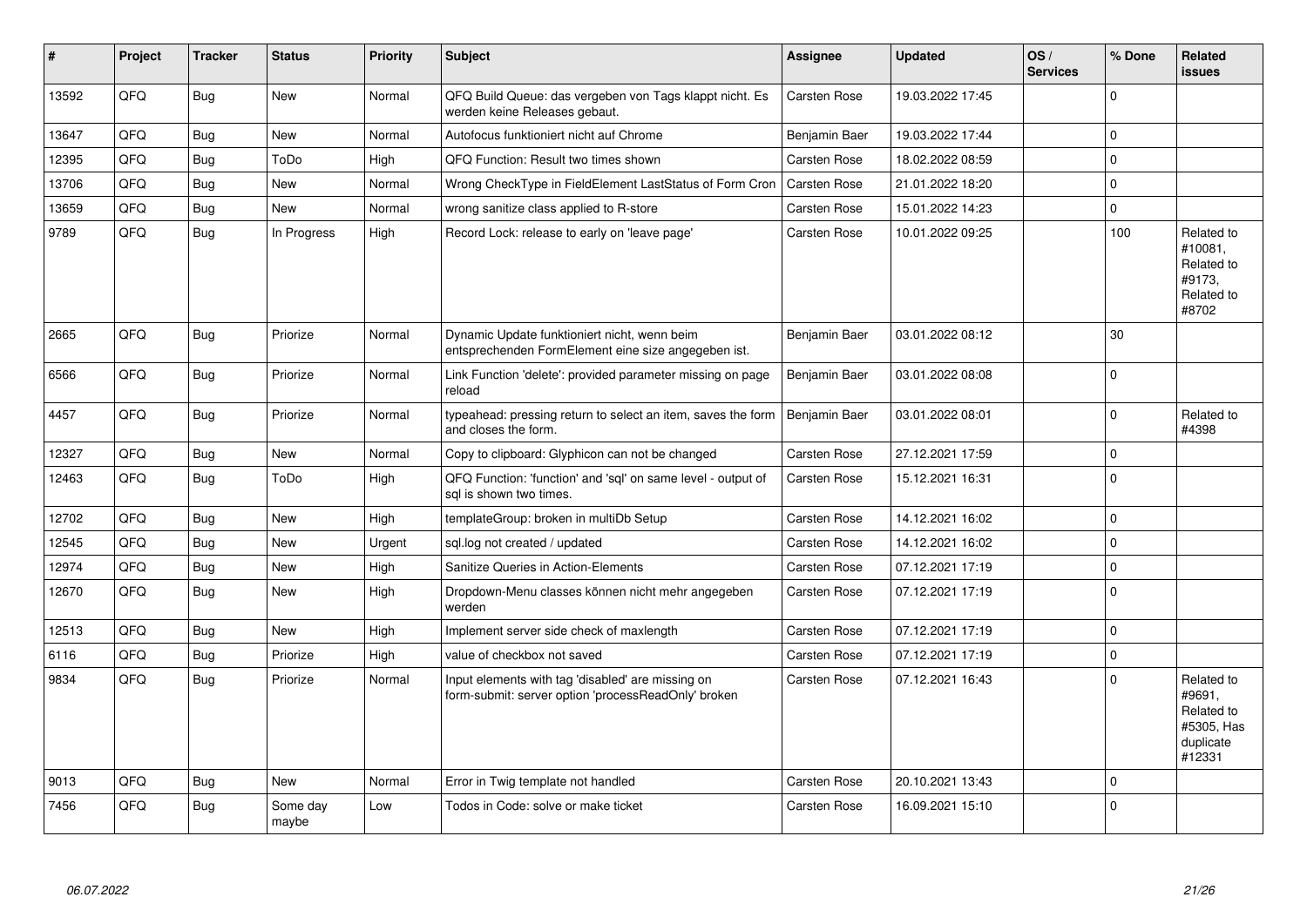| # | Project | Tracker | Status | Priority | Subject | Assignee | Updated | OS / Services | % Done | Related issues |
|---|---|---|---|---|---|---|---|---|---|---|
| 13592 | QFQ | Bug | New | Normal | QFQ Build Queue: das vergeben von Tags klappt nicht. Es werden keine Releases gebaut. | Carsten Rose | 19.03.2022 17:45 | | 0 | |
| 13647 | QFQ | Bug | New | Normal | Autofocus funktioniert nicht auf Chrome | Benjamin Baer | 19.03.2022 17:44 | | 0 | |
| 12395 | QFQ | Bug | ToDo | High | QFQ Function: Result two times shown | Carsten Rose | 18.02.2022 08:59 | | 0 | |
| 13706 | QFQ | Bug | New | Normal | Wrong CheckType in FieldElement LastStatus of Form Cron | Carsten Rose | 21.01.2022 18:20 | | 0 | |
| 13659 | QFQ | Bug | New | Normal | wrong sanitize class applied to R-store | Carsten Rose | 15.01.2022 14:23 | | 0 | |
| 9789 | QFQ | Bug | In Progress | High | Record Lock: release to early on 'leave page' | Carsten Rose | 10.01.2022 09:25 | | 100 | Related to #10081, Related to #9173, Related to #8702 |
| 2665 | QFQ | Bug | Priorize | Normal | Dynamic Update funktioniert nicht, wenn beim entsprechenden FormElement eine size angegeben ist. | Benjamin Baer | 03.01.2022 08:12 | | 30 | |
| 6566 | QFQ | Bug | Priorize | Normal | Link Function 'delete': provided parameter missing on page reload | Benjamin Baer | 03.01.2022 08:08 | | 0 | |
| 4457 | QFQ | Bug | Priorize | Normal | typeahead: pressing return to select an item, saves the form and closes the form. | Benjamin Baer | 03.01.2022 08:01 | | 0 | Related to #4398 |
| 12327 | QFQ | Bug | New | Normal | Copy to clipboard: Glyphicon can not be changed | Carsten Rose | 27.12.2021 17:59 | | 0 | |
| 12463 | QFQ | Bug | ToDo | High | QFQ Function: 'function' and 'sql' on same level - output of sql is shown two times. | Carsten Rose | 15.12.2021 16:31 | | 0 | |
| 12702 | QFQ | Bug | New | High | templateGroup: broken in multiDb Setup | Carsten Rose | 14.12.2021 16:02 | | 0 | |
| 12545 | QFQ | Bug | New | Urgent | sql.log not created / updated | Carsten Rose | 14.12.2021 16:02 | | 0 | |
| 12974 | QFQ | Bug | New | High | Sanitize Queries in Action-Elements | Carsten Rose | 07.12.2021 17:19 | | 0 | |
| 12670 | QFQ | Bug | New | High | Dropdown-Menu classes können nicht mehr angegeben werden | Carsten Rose | 07.12.2021 17:19 | | 0 | |
| 12513 | QFQ | Bug | New | High | Implement server side check of maxlength | Carsten Rose | 07.12.2021 17:19 | | 0 | |
| 6116 | QFQ | Bug | Priorize | High | value of checkbox not saved | Carsten Rose | 07.12.2021 17:19 | | 0 | |
| 9834 | QFQ | Bug | Priorize | Normal | Input elements with tag 'disabled' are missing on form-submit: server option 'processReadOnly' broken | Carsten Rose | 07.12.2021 16:43 | | 0 | Related to #9691, Related to #5305, Has duplicate #12331 |
| 9013 | QFQ | Bug | New | Normal | Error in Twig template not handled | Carsten Rose | 20.10.2021 13:43 | | 0 | |
| 7456 | QFQ | Bug | Some day maybe | Low | Todos in Code: solve or make ticket | Carsten Rose | 16.09.2021 15:10 | | 0 | |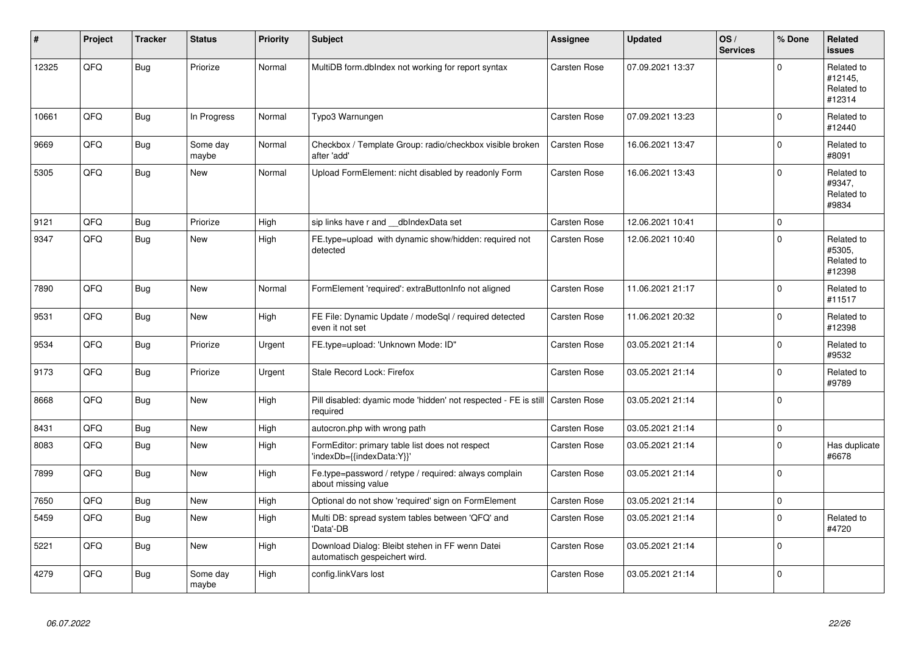| # | Project | Tracker | Status | Priority | Subject | Assignee | Updated | OS / Services | % Done | Related issues |
|---|---|---|---|---|---|---|---|---|---|---|
| 12325 | QFQ | Bug | Priorize | Normal | MultiDB form.dbIndex not working for report syntax | Carsten Rose | 07.09.2021 13:37 | | 0 | Related to #12145, Related to #12314 |
| 10661 | QFQ | Bug | In Progress | Normal | Typo3 Warnungen | Carsten Rose | 07.09.2021 13:23 | | 0 | Related to #12440 |
| 9669 | QFQ | Bug | Some day maybe | Normal | Checkbox / Template Group: radio/checkbox visible broken after 'add' | Carsten Rose | 16.06.2021 13:47 | | 0 | Related to #8091 |
| 5305 | QFQ | Bug | New | Normal | Upload FormElement: nicht disabled by readonly Form | Carsten Rose | 16.06.2021 13:43 | | 0 | Related to #9347, Related to #9834 |
| 9121 | QFQ | Bug | Priorize | High | sip links have r and __dbIndexData set | Carsten Rose | 12.06.2021 10:41 | | 0 | |
| 9347 | QFQ | Bug | New | High | FE.type=upload with dynamic show/hidden: required not detected | Carsten Rose | 12.06.2021 10:40 | | 0 | Related to #5305, Related to #12398 |
| 7890 | QFQ | Bug | New | Normal | FormElement 'required': extraButtonInfo not aligned | Carsten Rose | 11.06.2021 21:17 | | 0 | Related to #11517 |
| 9531 | QFQ | Bug | New | High | FE File: Dynamic Update / modeSql / required detected even it not set | Carsten Rose | 11.06.2021 20:32 | | 0 | Related to #12398 |
| 9534 | QFQ | Bug | Priorize | Urgent | FE.type=upload: 'Unknown Mode: ID" | Carsten Rose | 03.05.2021 21:14 | | 0 | Related to #9532 |
| 9173 | QFQ | Bug | Priorize | Urgent | Stale Record Lock: Firefox | Carsten Rose | 03.05.2021 21:14 | | 0 | Related to #9789 |
| 8668 | QFQ | Bug | New | High | Pill disabled: dyamic mode 'hidden' not respected - FE is still required | Carsten Rose | 03.05.2021 21:14 | | 0 | |
| 8431 | QFQ | Bug | New | High | autocron.php with wrong path | Carsten Rose | 03.05.2021 21:14 | | 0 | |
| 8083 | QFQ | Bug | New | High | FormEditor: primary table list does not respect 'indexDb={{indexData:Y}}' | Carsten Rose | 03.05.2021 21:14 | | 0 | Has duplicate #6678 |
| 7899 | QFQ | Bug | New | High | Fe.type=password / retype / required: always complain about missing value | Carsten Rose | 03.05.2021 21:14 | | 0 | |
| 7650 | QFQ | Bug | New | High | Optional do not show 'required' sign on FormElement | Carsten Rose | 03.05.2021 21:14 | | 0 | |
| 5459 | QFQ | Bug | New | High | Multi DB: spread system tables between 'QFQ' and 'Data'-DB | Carsten Rose | 03.05.2021 21:14 | | 0 | Related to #4720 |
| 5221 | QFQ | Bug | New | High | Download Dialog: Bleibt stehen in FF wenn Datei automatisch gespeichert wird. | Carsten Rose | 03.05.2021 21:14 | | 0 | |
| 4279 | QFQ | Bug | Some day maybe | High | config.linkVars lost | Carsten Rose | 03.05.2021 21:14 | | 0 | |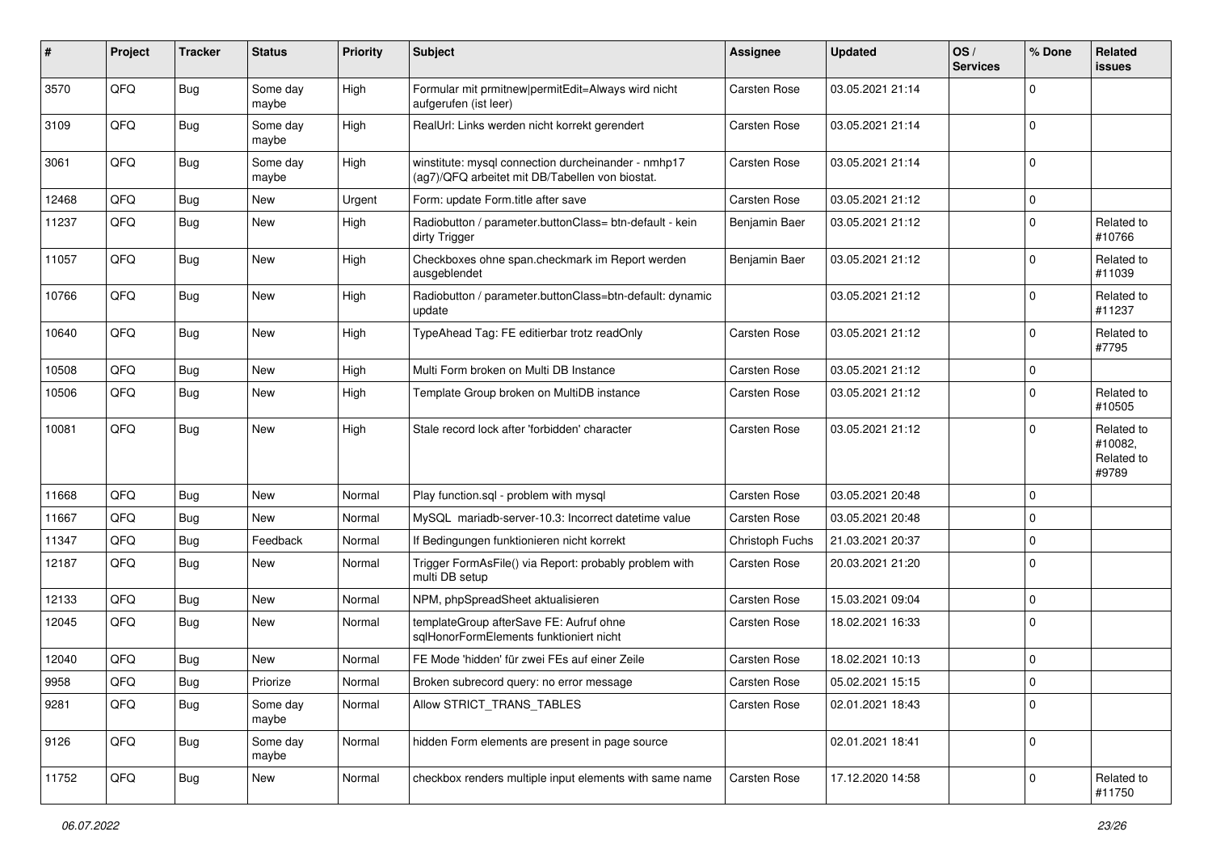| # | Project | Tracker | Status | Priority | Subject | Assignee | Updated | OS / Services | % Done | Related issues |
|---|---|---|---|---|---|---|---|---|---|---|
| 3570 | QFQ | Bug | Some day maybe | High | Formular mit prmitnew\|permitEdit=Always wird nicht aufgerufen (ist leer) | Carsten Rose | 03.05.2021 21:14 | | 0 | |
| 3109 | QFQ | Bug | Some day maybe | High | RealUrl: Links werden nicht korrekt gerendert | Carsten Rose | 03.05.2021 21:14 | | 0 | |
| 3061 | QFQ | Bug | Some day maybe | High | winstitute: mysql connection durcheinander - nmhp17 (ag7)/QFQ arbeitet mit DB/Tabellen von biostat. | Carsten Rose | 03.05.2021 21:14 | | 0 | |
| 12468 | QFQ | Bug | New | Urgent | Form: update Form.title after save | Carsten Rose | 03.05.2021 21:12 | | 0 | |
| 11237 | QFQ | Bug | New | High | Radiobutton / parameter.buttonClass= btn-default - kein dirty Trigger | Benjamin Baer | 03.05.2021 21:12 | | 0 | Related to #10766 |
| 11057 | QFQ | Bug | New | High | Checkboxes ohne span.checkmark im Report werden ausgeblendet | Benjamin Baer | 03.05.2021 21:12 | | 0 | Related to #11039 |
| 10766 | QFQ | Bug | New | High | Radiobutton / parameter.buttonClass=btn-default: dynamic update | | 03.05.2021 21:12 | | 0 | Related to #11237 |
| 10640 | QFQ | Bug | New | High | TypeAhead Tag: FE editierbar trotz readOnly | Carsten Rose | 03.05.2021 21:12 | | 0 | Related to #7795 |
| 10508 | QFQ | Bug | New | High | Multi Form broken on Multi DB Instance | Carsten Rose | 03.05.2021 21:12 | | 0 | |
| 10506 | QFQ | Bug | New | High | Template Group broken on MultiDB instance | Carsten Rose | 03.05.2021 21:12 | | 0 | Related to #10505 |
| 10081 | QFQ | Bug | New | High | Stale record lock after 'forbidden' character | Carsten Rose | 03.05.2021 21:12 | | 0 | Related to #10082, Related to #9789 |
| 11668 | QFQ | Bug | New | Normal | Play function.sql - problem with mysql | Carsten Rose | 03.05.2021 20:48 | | 0 | |
| 11667 | QFQ | Bug | New | Normal | MySQL mariadb-server-10.3: Incorrect datetime value | Carsten Rose | 03.05.2021 20:48 | | 0 | |
| 11347 | QFQ | Bug | Feedback | Normal | If Bedingungen funktionieren nicht korrekt | Christoph Fuchs | 21.03.2021 20:37 | | 0 | |
| 12187 | QFQ | Bug | New | Normal | Trigger FormAsFile() via Report: probably problem with multi DB setup | Carsten Rose | 20.03.2021 21:20 | | 0 | |
| 12133 | QFQ | Bug | New | Normal | NPM, phpSpreadSheet aktualisieren | Carsten Rose | 15.03.2021 09:04 | | 0 | |
| 12045 | QFQ | Bug | New | Normal | templateGroup afterSave FE: Aufruf ohne sqlHonorFormElements funktioniert nicht | Carsten Rose | 18.02.2021 16:33 | | 0 | |
| 12040 | QFQ | Bug | New | Normal | FE Mode 'hidden' für zwei FEs auf einer Zeile | Carsten Rose | 18.02.2021 10:13 | | 0 | |
| 9958 | QFQ | Bug | Priorize | Normal | Broken subrecord query: no error message | Carsten Rose | 05.02.2021 15:15 | | 0 | |
| 9281 | QFQ | Bug | Some day maybe | Normal | Allow STRICT_TRANS_TABLES | Carsten Rose | 02.01.2021 18:43 | | 0 | |
| 9126 | QFQ | Bug | Some day maybe | Normal | hidden Form elements are present in page source | | 02.01.2021 18:41 | | 0 | |
| 11752 | QFQ | Bug | New | Normal | checkbox renders multiple input elements with same name | Carsten Rose | 17.12.2020 14:58 | | 0 | Related to #11750 |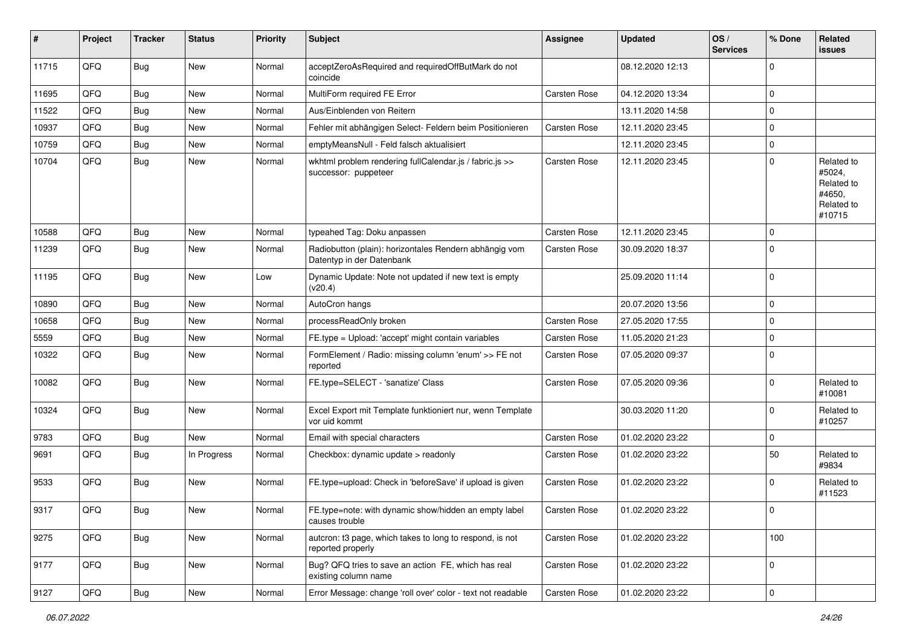| # | Project | Tracker | Status | Priority | Subject | Assignee | Updated | OS / Services | % Done | Related issues |
|---|---|---|---|---|---|---|---|---|---|---|
| 11715 | QFQ | Bug | New | Normal | acceptZeroAsRequired and requiredOffButMark do not coincide | | 08.12.2020 12:13 | | 0 | |
| 11695 | QFQ | Bug | New | Normal | MultiForm required FE Error | Carsten Rose | 04.12.2020 13:34 | | 0 | |
| 11522 | QFQ | Bug | New | Normal | Aus/Einblenden von Reitern | | 13.11.2020 14:58 | | 0 | |
| 10937 | QFQ | Bug | New | Normal | Fehler mit abhängigen Select- Feldern beim Positionieren | Carsten Rose | 12.11.2020 23:45 | | 0 | |
| 10759 | QFQ | Bug | New | Normal | emptyMeansNull - Feld falsch aktualisiert | | 12.11.2020 23:45 | | 0 | |
| 10704 | QFQ | Bug | New | Normal | wkhtml problem rendering fullCalendar.js / fabric.js >> successor: puppeteer | Carsten Rose | 12.11.2020 23:45 | | 0 | Related to #5024, Related to #4650, Related to #10715 |
| 10588 | QFQ | Bug | New | Normal | typeahed Tag: Doku anpassen | Carsten Rose | 12.11.2020 23:45 | | 0 | |
| 11239 | QFQ | Bug | New | Normal | Radiobutton (plain): horizontales Rendern abhängig vom Datentyp in der Datenbank | Carsten Rose | 30.09.2020 18:37 | | 0 | |
| 11195 | QFQ | Bug | New | Low | Dynamic Update: Note not updated if new text is empty (v20.4) | | 25.09.2020 11:14 | | 0 | |
| 10890 | QFQ | Bug | New | Normal | AutoCron hangs | | 20.07.2020 13:56 | | 0 | |
| 10658 | QFQ | Bug | New | Normal | processReadOnly broken | Carsten Rose | 27.05.2020 17:55 | | 0 | |
| 5559 | QFQ | Bug | New | Normal | FE.type = Upload: 'accept' might contain variables | Carsten Rose | 11.05.2020 21:23 | | 0 | |
| 10322 | QFQ | Bug | New | Normal | FormElement / Radio: missing column 'enum' >> FE not reported | Carsten Rose | 07.05.2020 09:37 | | 0 | |
| 10082 | QFQ | Bug | New | Normal | FE.type=SELECT - 'sanatize' Class | Carsten Rose | 07.05.2020 09:36 | | 0 | Related to #10081 |
| 10324 | QFQ | Bug | New | Normal | Excel Export mit Template funktioniert nur, wenn Template vor uid kommt | | 30.03.2020 11:20 | | 0 | Related to #10257 |
| 9783 | QFQ | Bug | New | Normal | Email with special characters | Carsten Rose | 01.02.2020 23:22 | | 0 | |
| 9691 | QFQ | Bug | In Progress | Normal | Checkbox: dynamic update > readonly | Carsten Rose | 01.02.2020 23:22 | | 50 | Related to #9834 |
| 9533 | QFQ | Bug | New | Normal | FE.type=upload: Check in 'beforeSave' if upload is given | Carsten Rose | 01.02.2020 23:22 | | 0 | Related to #11523 |
| 9317 | QFQ | Bug | New | Normal | FE.type=note: with dynamic show/hidden an empty label causes trouble | Carsten Rose | 01.02.2020 23:22 | | 0 | |
| 9275 | QFQ | Bug | New | Normal | autcron: t3 page, which takes to long to respond, is not reported properly | Carsten Rose | 01.02.2020 23:22 | | 100 | |
| 9177 | QFQ | Bug | New | Normal | Bug? QFQ tries to save an action FE, which has real existing column name | Carsten Rose | 01.02.2020 23:22 | | 0 | |
| 9127 | QFQ | Bug | New | Normal | Error Message: change 'roll over' color - text not readable | Carsten Rose | 01.02.2020 23:22 | | 0 | |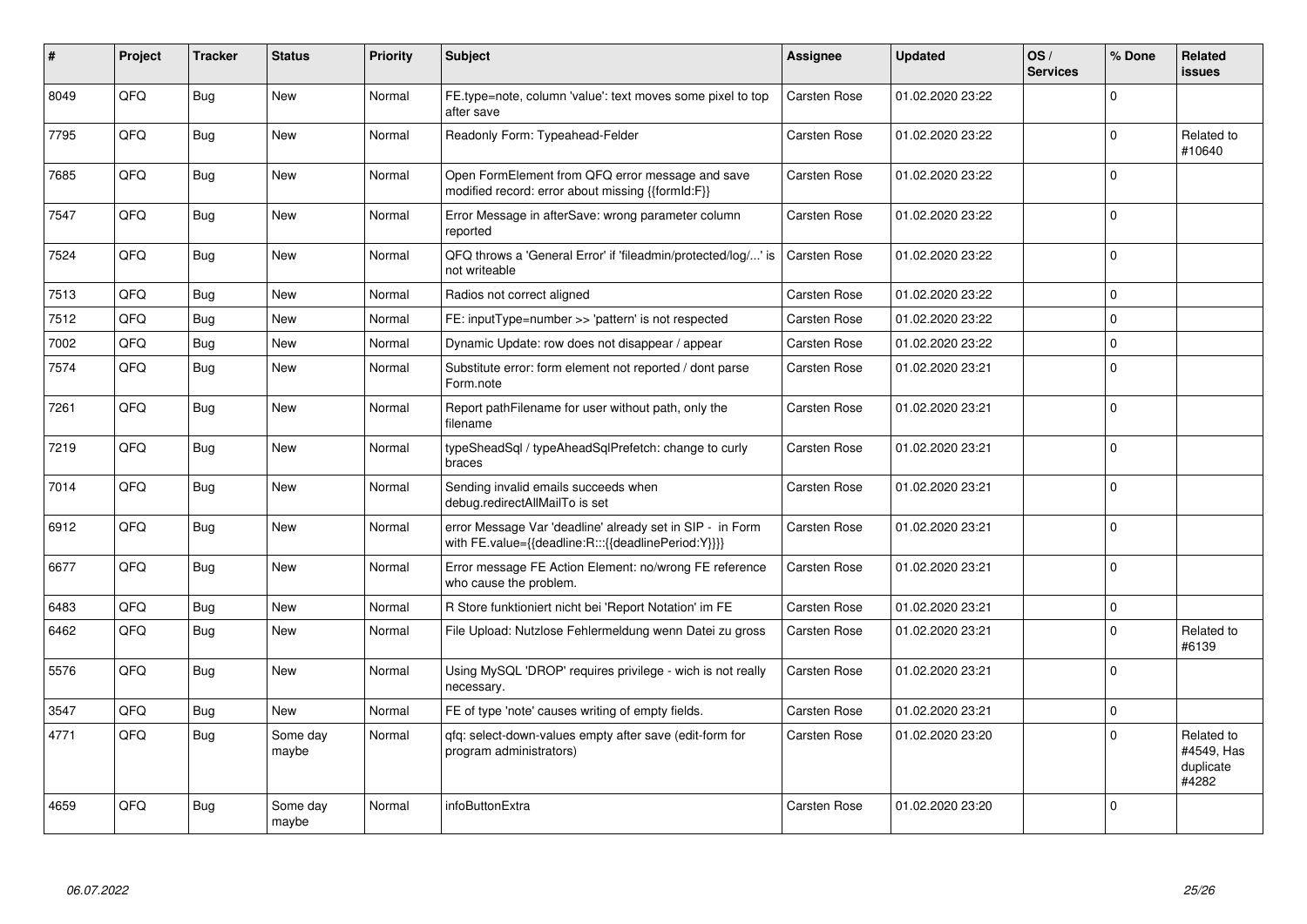| # | Project | Tracker | Status | Priority | Subject | Assignee | Updated | OS / Services | % Done | Related issues |
|---|---|---|---|---|---|---|---|---|---|---|
| 8049 | QFQ | Bug | New | Normal | FE.type=note, column 'value': text moves some pixel to top after save | Carsten Rose | 01.02.2020 23:22 | | 0 | |
| 7795 | QFQ | Bug | New | Normal | Readonly Form: Typeahead-Felder | Carsten Rose | 01.02.2020 23:22 | | 0 | Related to #10640 |
| 7685 | QFQ | Bug | New | Normal | Open FormElement from QFQ error message and save modified record: error about missing {{formId:F}} | Carsten Rose | 01.02.2020 23:22 | | 0 | |
| 7547 | QFQ | Bug | New | Normal | Error Message in afterSave: wrong parameter column reported | Carsten Rose | 01.02.2020 23:22 | | 0 | |
| 7524 | QFQ | Bug | New | Normal | QFQ throws a 'General Error' if 'fileadmin/protected/log/...' is not writeable | Carsten Rose | 01.02.2020 23:22 | | 0 | |
| 7513 | QFQ | Bug | New | Normal | Radios not correct aligned | Carsten Rose | 01.02.2020 23:22 | | 0 | |
| 7512 | QFQ | Bug | New | Normal | FE: inputType=number >> 'pattern' is not respected | Carsten Rose | 01.02.2020 23:22 | | 0 | |
| 7002 | QFQ | Bug | New | Normal | Dynamic Update: row does not disappear / appear | Carsten Rose | 01.02.2020 23:22 | | 0 | |
| 7574 | QFQ | Bug | New | Normal | Substitute error: form element not reported / dont parse Form.note | Carsten Rose | 01.02.2020 23:21 | | 0 | |
| 7261 | QFQ | Bug | New | Normal | Report pathFilename for user without path, only the filename | Carsten Rose | 01.02.2020 23:21 | | 0 | |
| 7219 | QFQ | Bug | New | Normal | typeSheadSql / typeAheadSqlPrefetch: change to curly braces | Carsten Rose | 01.02.2020 23:21 | | 0 | |
| 7014 | QFQ | Bug | New | Normal | Sending invalid emails succeeds when debug.redirectAllMailTo is set | Carsten Rose | 01.02.2020 23:21 | | 0 | |
| 6912 | QFQ | Bug | New | Normal | error Message Var 'deadline' already set in SIP - in Form with FE.value={{deadline:R:::{{deadlinePeriod:Y}}}} | Carsten Rose | 01.02.2020 23:21 | | 0 | |
| 6677 | QFQ | Bug | New | Normal | Error message FE Action Element: no/wrong FE reference who cause the problem. | Carsten Rose | 01.02.2020 23:21 | | 0 | |
| 6483 | QFQ | Bug | New | Normal | R Store funktioniert nicht bei 'Report Notation' im FE | Carsten Rose | 01.02.2020 23:21 | | 0 | |
| 6462 | QFQ | Bug | New | Normal | File Upload: Nutzlose Fehlermeldung wenn Datei zu gross | Carsten Rose | 01.02.2020 23:21 | | 0 | Related to #6139 |
| 5576 | QFQ | Bug | New | Normal | Using MySQL 'DROP' requires privilege - wich is not really necessary. | Carsten Rose | 01.02.2020 23:21 | | 0 | |
| 3547 | QFQ | Bug | New | Normal | FE of type 'note' causes writing of empty fields. | Carsten Rose | 01.02.2020 23:21 | | 0 | |
| 4771 | QFQ | Bug | Some day maybe | Normal | qfq: select-down-values empty after save (edit-form for program administrators) | Carsten Rose | 01.02.2020 23:20 | | 0 | Related to #4549, Has duplicate #4282 |
| 4659 | QFQ | Bug | Some day maybe | Normal | infoButtonExtra | Carsten Rose | 01.02.2020 23:20 | | 0 | |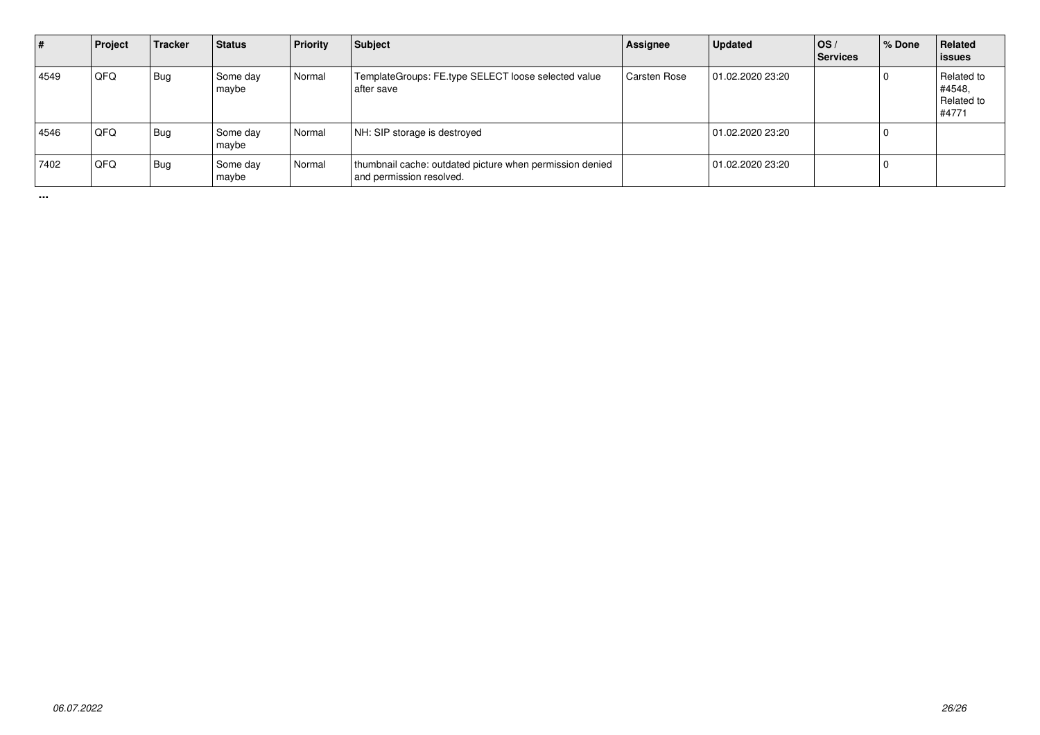| # | Project | Tracker | Status | Priority | Subject | Assignee | Updated | OS / Services | % Done | Related issues |
|---|---|---|---|---|---|---|---|---|---|---|
| 4549 | QFQ | Bug | Some day maybe | Normal | TemplateGroups: FE.type SELECT loose selected value after save | Carsten Rose | 01.02.2020 23:20 | | 0 | Related to #4548, Related to #4771 |
| 4546 | QFQ | Bug | Some day maybe | Normal | NH: SIP storage is destroyed | | 01.02.2020 23:20 | | 0 | |
| 7402 | QFQ | Bug | Some day maybe | Normal | thumbnail cache: outdated picture when permission denied and permission resolved. | | 01.02.2020 23:20 | | 0 | |

...